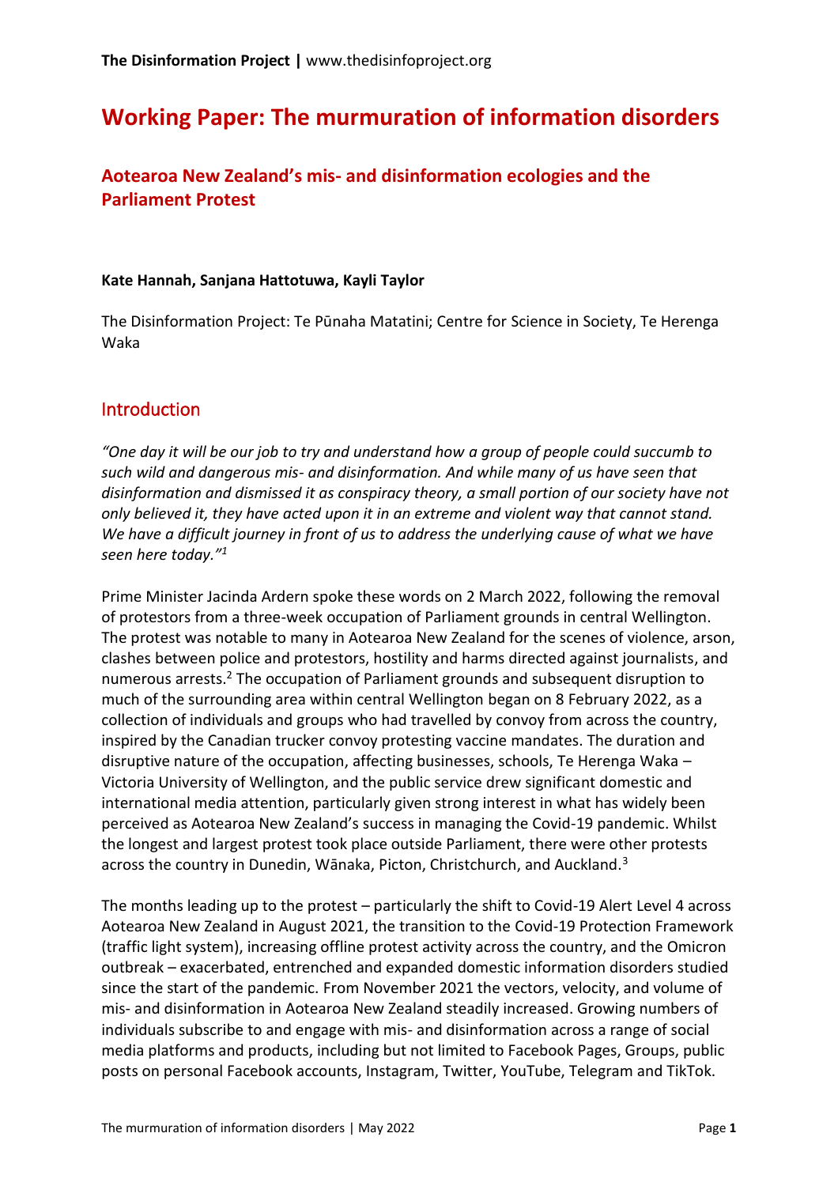# Working Paper: The murmuration of information disorders

## Aotearoa New Zealand's mis- and disinformation ecologies and the Parliament Protest

**Kate Hannah, Sanjana Hattotuwa, Kayli Taylor**

The Disinformation Project: Te Pūnaha Matatini; Centre for Science in Society, Te Herenga Waka

## Introduction

*"One day it will be our job to try and understand how a group of people could succumb to such wild and dangerous mis- and disinformation. And while many of us have seen that disinformation and dismissed it as conspiracy theory, a small portion of our society have not only believed it, they have acted upon it in an extreme and violent way that cannot stand. We have a difficult journey in front of us to address the underlying cause of what we have seen here today."*[1]

Prime Minister Jacinda Ardern spoke these words on 2 March 2022, following the removal of protestors from a three-week occupation of Parliament grounds in central Wellington. The protest was notable to many in Aotearoa New Zealand for the scenes of violence, arson, clashes between police and protestors, hostility and harms directed against journalists, and numerous arrests.[2] The occupation of Parliament grounds and subsequent disruption to much of the surrounding area within central Wellington began on 8 February 2022, as a collection of individuals and groups who had travelled by convoy from across the country, inspired by the Canadian trucker convoy protesting vaccine mandates. The duration and disruptive nature of the occupation, affecting businesses, schools, Te Herenga Waka – Victoria University of Wellington, and the public service drew significant domestic and international media attention, particularly given strong interest in what has widely been perceived as Aotearoa New Zealand's success in managing the Covid-19 pandemic. Whilst the longest and largest protest took place outside Parliament, there were other protests across the country in Dunedin, Wānaka, Picton, Christchurch, and Auckland.[3]

The months leading up to the protest – particularly the shift to Covid-19 Alert Level 4 across Aotearoa New Zealand in August 2021, the transition to the Covid-19 Protection Framework (traffic light system), increasing offline protest activity across the country, and the Omicron outbreak – exacerbated, entrenched and expanded domestic information disorders studied since the start of the pandemic. From November 2021 the vectors, velocity, and volume of mis- and disinformation in Aotearoa New Zealand steadily increased. Growing numbers of individuals subscribe to and engage with mis- and disinformation across a range of social media platforms and products, including but not limited to Facebook Pages, Groups, public posts on personal Facebook accounts, Instagram, Twitter, YouTube, Telegram and TikTok.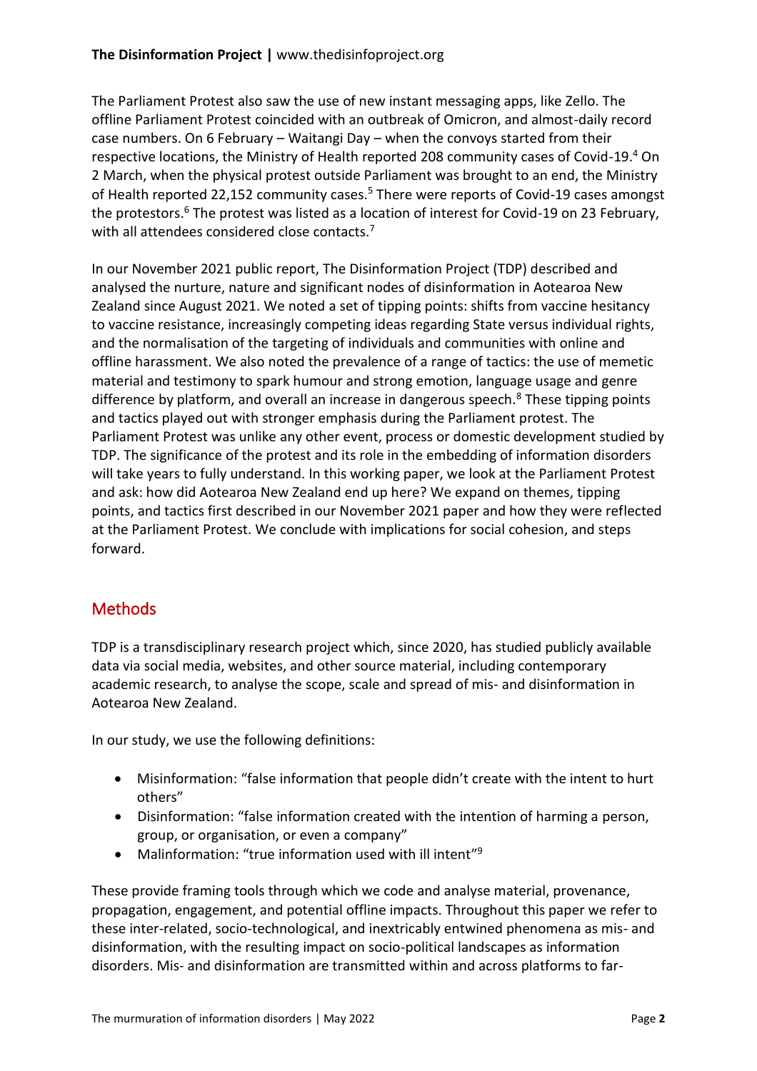The Parliament Protest also saw the use of new instant messaging apps, like Zello. The offline Parliament Protest coincided with an outbreak of Omicron, and almost-daily record case numbers. On 6 February – Waitangi Day – when the convoys started from their respective locations, the Ministry of Health reported 208 community cases of Covid-19.[4] On 2 March, when the physical protest outside Parliament was brought to an end, the Ministry of Health reported 22,152 community cases.[5] There were reports of Covid-19 cases amongst the protestors.[6] The protest was listed as a location of interest for Covid-19 on 23 February, with all attendees considered close contacts.[7]

In our November 2021 public report, The Disinformation Project (TDP) described and analysed the nurture, nature and significant nodes of disinformation in Aotearoa New Zealand since August 2021. We noted a set of tipping points: shifts from vaccine hesitancy to vaccine resistance, increasingly competing ideas regarding State versus individual rights, and the normalisation of the targeting of individuals and communities with online and offline harassment. We also noted the prevalence of a range of tactics: the use of memetic material and testimony to spark humour and strong emotion, language usage and genre difference by platform, and overall an increase in dangerous speech.[8] These tipping points and tactics played out with stronger emphasis during the Parliament protest. The Parliament Protest was unlike any other event, process or domestic development studied by TDP. The significance of the protest and its role in the embedding of information disorders will take years to fully understand. In this working paper, we look at the Parliament Protest and ask: how did Aotearoa New Zealand end up here? We expand on themes, tipping points, and tactics first described in our November 2021 paper and how they were reflected at the Parliament Protest. We conclude with implications for social cohesion, and steps forward.

## Methods

TDP is a transdisciplinary research project which, since 2020, has studied publicly available data via social media, websites, and other source material, including contemporary academic research, to analyse the scope, scale and spread of mis- and disinformation in Aotearoa New Zealand.

In our study, we use the following definitions:

- Misinformation: "false information that people didn't create with the intent to hurt others"
- Disinformation: "false information created with the intention of harming a person, group, or organisation, or even a company"
- Malinformation: "true information used with ill intent"[9]

These provide framing tools through which we code and analyse material, provenance, propagation, engagement, and potential offline impacts. Throughout this paper we refer to these inter-related, socio-technological, and inextricably entwined phenomena as mis- and disinformation, with the resulting impact on socio-political landscapes as information disorders. Mis- and disinformation are transmitted within and across platforms to far-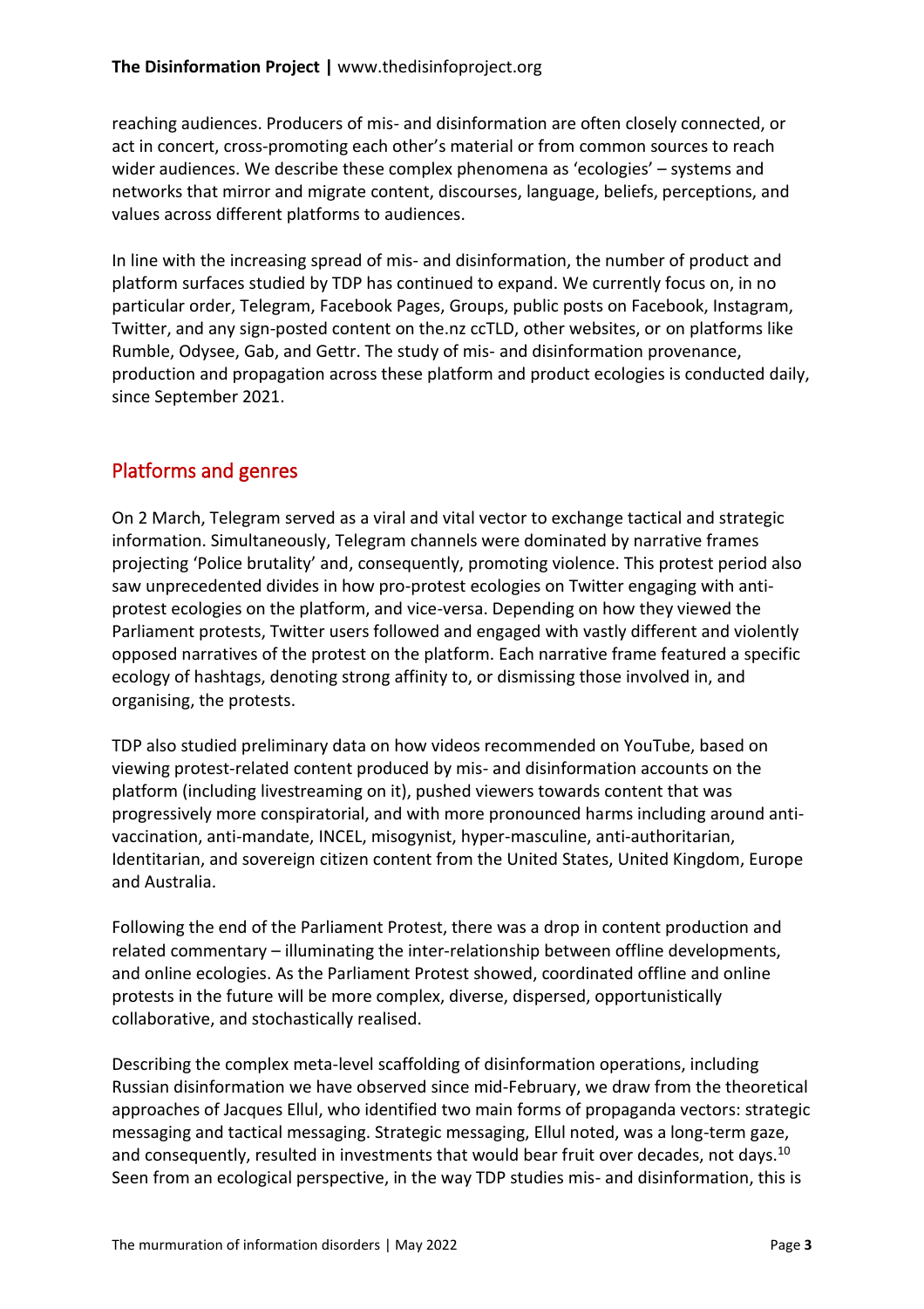reaching audiences. Producers of mis- and disinformation are often closely connected, or act in concert, cross-promoting each other's material or from common sources to reach wider audiences. We describe these complex phenomena as 'ecologies' – systems and networks that mirror and migrate content, discourses, language, beliefs, perceptions, and values across different platforms to audiences.

In line with the increasing spread of mis- and disinformation, the number of product and platform surfaces studied by TDP has continued to expand. We currently focus on, in no particular order, Telegram, Facebook Pages, Groups, public posts on Facebook, Instagram, Twitter, and any sign-posted content on the.nz ccTLD, other websites, or on platforms like Rumble, Odysee, Gab, and Gettr. The study of mis- and disinformation provenance, production and propagation across these platform and product ecologies is conducted daily, since September 2021.

## Platforms and genres

On 2 March, Telegram served as a viral and vital vector to exchange tactical and strategic information. Simultaneously, Telegram channels were dominated by narrative frames projecting 'Police brutality' and, consequently, promoting violence. This protest period also saw unprecedented divides in how pro-protest ecologies on Twitter engaging with anti-protest ecologies on the platform, and vice-versa. Depending on how they viewed the Parliament protests, Twitter users followed and engaged with vastly different and violently opposed narratives of the protest on the platform. Each narrative frame featured a specific ecology of hashtags, denoting strong affinity to, or dismissing those involved in, and organising, the protests.

TDP also studied preliminary data on how videos recommended on YouTube, based on viewing protest-related content produced by mis- and disinformation accounts on the platform (including livestreaming on it), pushed viewers towards content that was progressively more conspiratorial, and with more pronounced harms including around anti-vaccination, anti-mandate, INCEL, misogynist, hyper-masculine, anti-authoritarian, Identitarian, and sovereign citizen content from the United States, United Kingdom, Europe and Australia.

Following the end of the Parliament Protest, there was a drop in content production and related commentary – illuminating the inter-relationship between offline developments, and online ecologies. As the Parliament Protest showed, coordinated offline and online protests in the future will be more complex, diverse, dispersed, opportunistically collaborative, and stochastically realised.

Describing the complex meta-level scaffolding of disinformation operations, including Russian disinformation we have observed since mid-February, we draw from the theoretical approaches of Jacques Ellul, who identified two main forms of propaganda vectors: strategic messaging and tactical messaging. Strategic messaging, Ellul noted, was a long-term gaze, and consequently, resulted in investments that would bear fruit over decades, not days.[10] Seen from an ecological perspective, in the way TDP studies mis- and disinformation, this is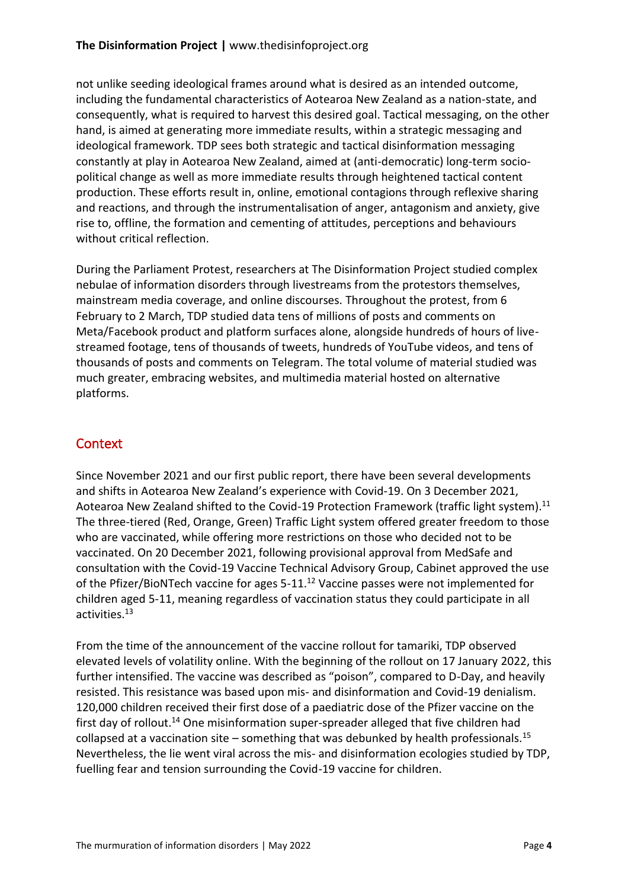not unlike seeding ideological frames around what is desired as an intended outcome, including the fundamental characteristics of Aotearoa New Zealand as a nation-state, and consequently, what is required to harvest this desired goal. Tactical messaging, on the other hand, is aimed at generating more immediate results, within a strategic messaging and ideological framework. TDP sees both strategic and tactical disinformation messaging constantly at play in Aotearoa New Zealand, aimed at (anti-democratic) long-term socio-political change as well as more immediate results through heightened tactical content production. These efforts result in, online, emotional contagions through reflexive sharing and reactions, and through the instrumentalisation of anger, antagonism and anxiety, give rise to, offline, the formation and cementing of attitudes, perceptions and behaviours without critical reflection.

During the Parliament Protest, researchers at The Disinformation Project studied complex nebulae of information disorders through livestreams from the protestors themselves, mainstream media coverage, and online discourses. Throughout the protest, from 6 February to 2 March, TDP studied data tens of millions of posts and comments on Meta/Facebook product and platform surfaces alone, alongside hundreds of hours of live-streamed footage, tens of thousands of tweets, hundreds of YouTube videos, and tens of thousands of posts and comments on Telegram. The total volume of material studied was much greater, embracing websites, and multimedia material hosted on alternative platforms.

## Context

Since November 2021 and our first public report, there have been several developments and shifts in Aotearoa New Zealand's experience with Covid-19. On 3 December 2021, Aotearoa New Zealand shifted to the Covid-19 Protection Framework (traffic light system).[11] The three-tiered (Red, Orange, Green) Traffic Light system offered greater freedom to those who are vaccinated, while offering more restrictions on those who decided not to be vaccinated. On 20 December 2021, following provisional approval from MedSafe and consultation with the Covid-19 Vaccine Technical Advisory Group, Cabinet approved the use of the Pfizer/BioNTech vaccine for ages 5-11.[12] Vaccine passes were not implemented for children aged 5-11, meaning regardless of vaccination status they could participate in all activities.[13]

From the time of the announcement of the vaccine rollout for tamariki, TDP observed elevated levels of volatility online. With the beginning of the rollout on 17 January 2022, this further intensified. The vaccine was described as "poison", compared to D-Day, and heavily resisted. This resistance was based upon mis- and disinformation and Covid-19 denialism. 120,000 children received their first dose of a paediatric dose of the Pfizer vaccine on the first day of rollout.[14] One misinformation super-spreader alleged that five children had collapsed at a vaccination site – something that was debunked by health professionals.[15] Nevertheless, the lie went viral across the mis- and disinformation ecologies studied by TDP, fuelling fear and tension surrounding the Covid-19 vaccine for children.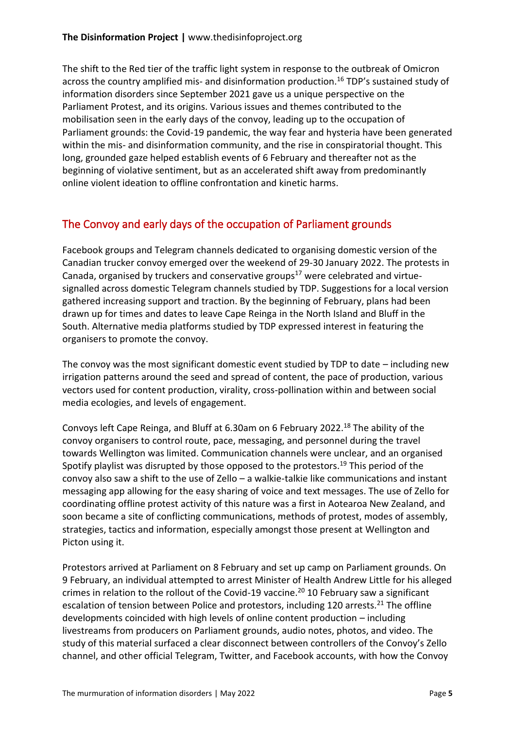The shift to the Red tier of the traffic light system in response to the outbreak of Omicron across the country amplified mis- and disinformation production.[16] TDP's sustained study of information disorders since September 2021 gave us a unique perspective on the Parliament Protest, and its origins. Various issues and themes contributed to the mobilisation seen in the early days of the convoy, leading up to the occupation of Parliament grounds: the Covid-19 pandemic, the way fear and hysteria have been generated within the mis- and disinformation community, and the rise in conspiratorial thought. This long, grounded gaze helped establish events of 6 February and thereafter not as the beginning of violative sentiment, but as an accelerated shift away from predominantly online violent ideation to offline confrontation and kinetic harms.

## The Convoy and early days of the occupation of Parliament grounds

Facebook groups and Telegram channels dedicated to organising domestic version of the Canadian trucker convoy emerged over the weekend of 29-30 January 2022. The protests in Canada, organised by truckers and conservative groups[17] were celebrated and virtue-signalled across domestic Telegram channels studied by TDP. Suggestions for a local version gathered increasing support and traction. By the beginning of February, plans had been drawn up for times and dates to leave Cape Reinga in the North Island and Bluff in the South. Alternative media platforms studied by TDP expressed interest in featuring the organisers to promote the convoy.

The convoy was the most significant domestic event studied by TDP to date – including new irrigation patterns around the seed and spread of content, the pace of production, various vectors used for content production, virality, cross-pollination within and between social media ecologies, and levels of engagement.

Convoys left Cape Reinga, and Bluff at 6.30am on 6 February 2022.[18] The ability of the convoy organisers to control route, pace, messaging, and personnel during the travel towards Wellington was limited. Communication channels were unclear, and an organised Spotify playlist was disrupted by those opposed to the protestors.[19] This period of the convoy also saw a shift to the use of Zello – a walkie-talkie like communications and instant messaging app allowing for the easy sharing of voice and text messages. The use of Zello for coordinating offline protest activity of this nature was a first in Aotearoa New Zealand, and soon became a site of conflicting communications, methods of protest, modes of assembly, strategies, tactics and information, especially amongst those present at Wellington and Picton using it.

Protestors arrived at Parliament on 8 February and set up camp on Parliament grounds. On 9 February, an individual attempted to arrest Minister of Health Andrew Little for his alleged crimes in relation to the rollout of the Covid-19 vaccine.[20] 10 February saw a significant escalation of tension between Police and protestors, including 120 arrests.[21] The offline developments coincided with high levels of online content production – including livestreams from producers on Parliament grounds, audio notes, photos, and video. The study of this material surfaced a clear disconnect between controllers of the Convoy's Zello channel, and other official Telegram, Twitter, and Facebook accounts, with how the Convoy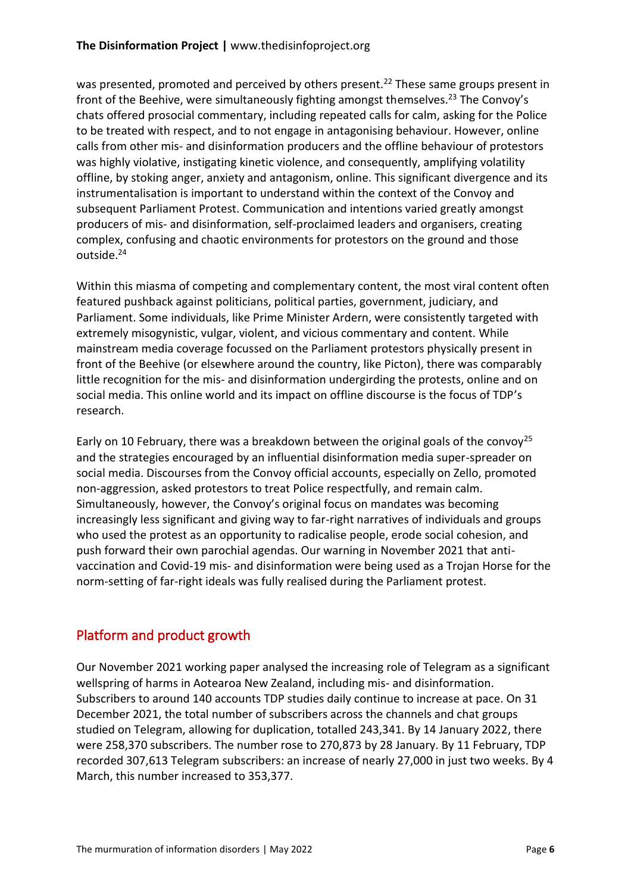was presented, promoted and perceived by others present.[22] These same groups present in front of the Beehive, were simultaneously fighting amongst themselves.[23] The Convoy's chats offered prosocial commentary, including repeated calls for calm, asking for the Police to be treated with respect, and to not engage in antagonising behaviour. However, online calls from other mis- and disinformation producers and the offline behaviour of protestors was highly violative, instigating kinetic violence, and consequently, amplifying volatility offline, by stoking anger, anxiety and antagonism, online. This significant divergence and its instrumentalisation is important to understand within the context of the Convoy and subsequent Parliament Protest. Communication and intentions varied greatly amongst producers of mis- and disinformation, self-proclaimed leaders and organisers, creating complex, confusing and chaotic environments for protestors on the ground and those outside.[24]

Within this miasma of competing and complementary content, the most viral content often featured pushback against politicians, political parties, government, judiciary, and Parliament. Some individuals, like Prime Minister Ardern, were consistently targeted with extremely misogynistic, vulgar, violent, and vicious commentary and content. While mainstream media coverage focussed on the Parliament protestors physically present in front of the Beehive (or elsewhere around the country, like Picton), there was comparably little recognition for the mis- and disinformation undergirding the protests, online and on social media. This online world and its impact on offline discourse is the focus of TDP's research.

Early on 10 February, there was a breakdown between the original goals of the convoy[25] and the strategies encouraged by an influential disinformation media super-spreader on social media. Discourses from the Convoy official accounts, especially on Zello, promoted non-aggression, asked protestors to treat Police respectfully, and remain calm. Simultaneously, however, the Convoy's original focus on mandates was becoming increasingly less significant and giving way to far-right narratives of individuals and groups who used the protest as an opportunity to radicalise people, erode social cohesion, and push forward their own parochial agendas. Our warning in November 2021 that anti-vaccination and Covid-19 mis- and disinformation were being used as a Trojan Horse for the norm-setting of far-right ideals was fully realised during the Parliament protest.

## Platform and product growth

Our November 2021 working paper analysed the increasing role of Telegram as a significant wellspring of harms in Aotearoa New Zealand, including mis- and disinformation. Subscribers to around 140 accounts TDP studies daily continue to increase at pace. On 31 December 2021, the total number of subscribers across the channels and chat groups studied on Telegram, allowing for duplication, totalled 243,341. By 14 January 2022, there were 258,370 subscribers. The number rose to 270,873 by 28 January. By 11 February, TDP recorded 307,613 Telegram subscribers: an increase of nearly 27,000 in just two weeks. By 4 March, this number increased to 353,377.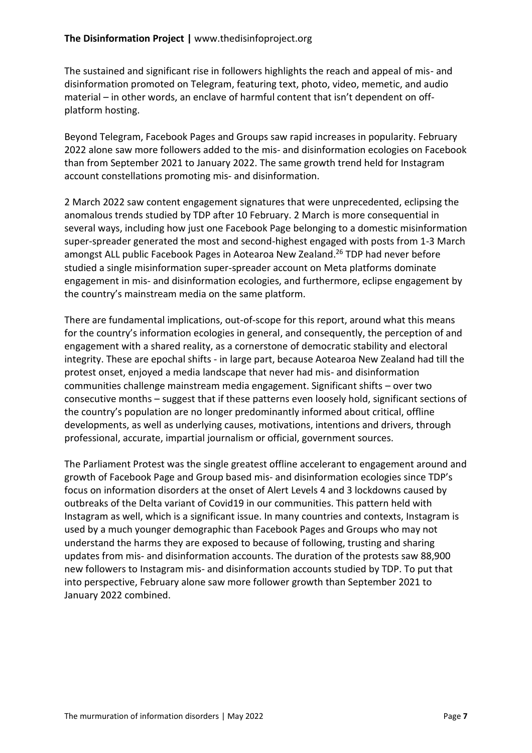The sustained and significant rise in followers highlights the reach and appeal of mis- and disinformation promoted on Telegram, featuring text, photo, video, memetic, and audio material – in other words, an enclave of harmful content that isn't dependent on off-platform hosting.

Beyond Telegram, Facebook Pages and Groups saw rapid increases in popularity. February 2022 alone saw more followers added to the mis- and disinformation ecologies on Facebook than from September 2021 to January 2022. The same growth trend held for Instagram account constellations promoting mis- and disinformation.

2 March 2022 saw content engagement signatures that were unprecedented, eclipsing the anomalous trends studied by TDP after 10 February. 2 March is more consequential in several ways, including how just one Facebook Page belonging to a domestic misinformation super-spreader generated the most and second-highest engaged with posts from 1-3 March amongst ALL public Facebook Pages in Aotearoa New Zealand.[26] TDP had never before studied a single misinformation super-spreader account on Meta platforms dominate engagement in mis- and disinformation ecologies, and furthermore, eclipse engagement by the country's mainstream media on the same platform.

There are fundamental implications, out-of-scope for this report, around what this means for the country's information ecologies in general, and consequently, the perception of and engagement with a shared reality, as a cornerstone of democratic stability and electoral integrity. These are epochal shifts - in large part, because Aotearoa New Zealand had till the protest onset, enjoyed a media landscape that never had mis- and disinformation communities challenge mainstream media engagement. Significant shifts – over two consecutive months – suggest that if these patterns even loosely hold, significant sections of the country's population are no longer predominantly informed about critical, offline developments, as well as underlying causes, motivations, intentions and drivers, through professional, accurate, impartial journalism or official, government sources.

The Parliament Protest was the single greatest offline accelerant to engagement around and growth of Facebook Page and Group based mis- and disinformation ecologies since TDP's focus on information disorders at the onset of Alert Levels 4 and 3 lockdowns caused by outbreaks of the Delta variant of Covid19 in our communities. This pattern held with Instagram as well, which is a significant issue. In many countries and contexts, Instagram is used by a much younger demographic than Facebook Pages and Groups who may not understand the harms they are exposed to because of following, trusting and sharing updates from mis- and disinformation accounts. The duration of the protests saw 88,900 new followers to Instagram mis- and disinformation accounts studied by TDP. To put that into perspective, February alone saw more follower growth than September 2021 to January 2022 combined.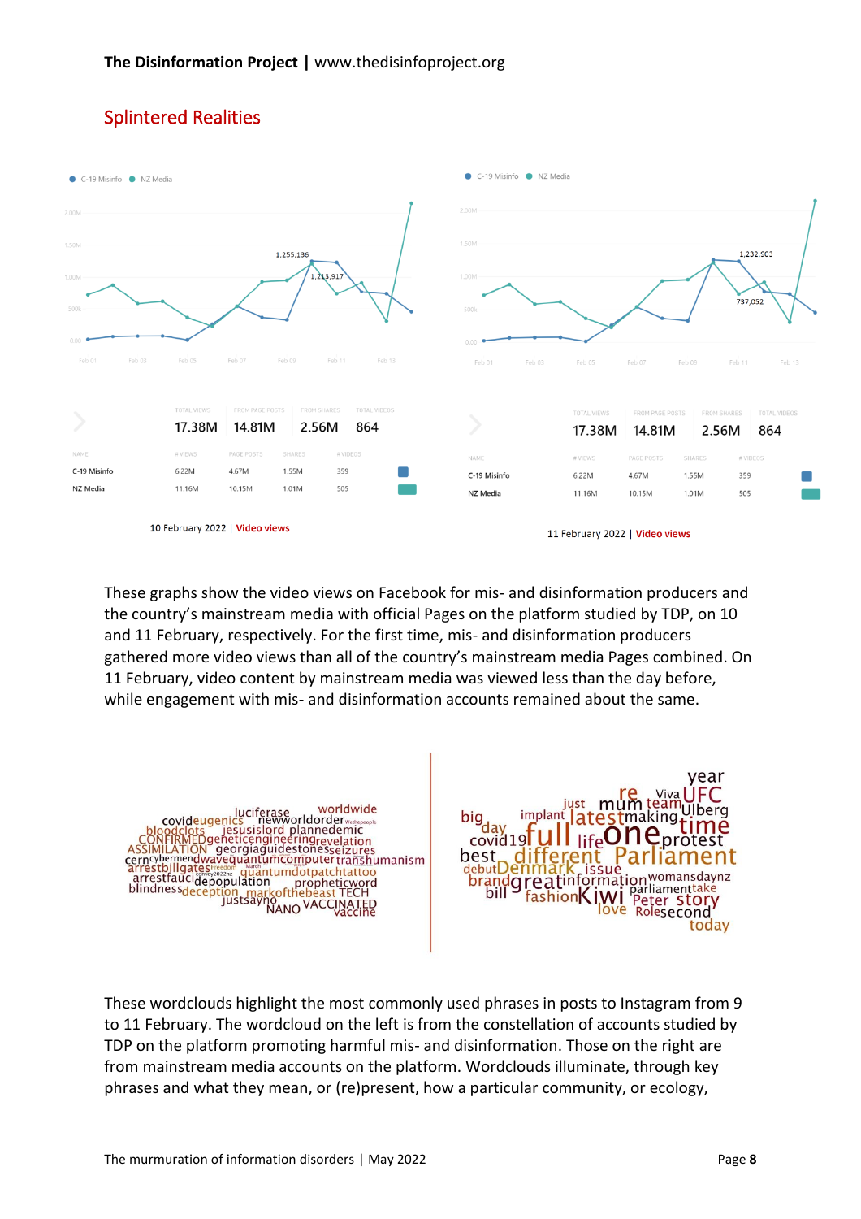## Splintered Realities

| NAME | # VIEWS | PAGE POSTS | SHARES | # VIDEOS |
|---|---|---|---|---|
| Total | 17.38M | 14.81M | 2.56M | 864 |
| C-19 Misinfo | 6.22M | 4.67M | 1.55M | 359 |
| NZ Media | 11.16M | 10.15M | 1.01M | 505 |

10 February 2022 | Video views

| NAME | # VIEWS | PAGE POSTS | SHARES | # VIDEOS |
|---|---|---|---|---|
| Total | 17.38M | 14.81M | 2.56M | 864 |
| C-19 Misinfo | 6.22M | 4.67M | 1.55M | 359 |
| NZ Media | 11.16M | 10.15M | 1.01M | 505 |

11 February 2022 | Video views

These graphs show the video views on Facebook for mis- and disinformation producers and the country's mainstream media with official Pages on the platform studied by TDP, on 10 and 11 February, respectively. For the first time, mis- and disinformation producers gathered more video views than all of the country's mainstream media Pages combined. On 11 February, video content by mainstream media was viewed less than the day before, while engagement with mis- and disinformation accounts remained about the same.

These wordclouds highlight the most commonly used phrases in posts to Instagram from 9 to 11 February. The wordcloud on the left is from the constellation of accounts studied by TDP on the platform promoting harmful mis- and disinformation. Those on the right are from mainstream media accounts on the platform. Wordclouds illuminate, through key phrases and what they mean, or (re)present, how a particular community, or ecology,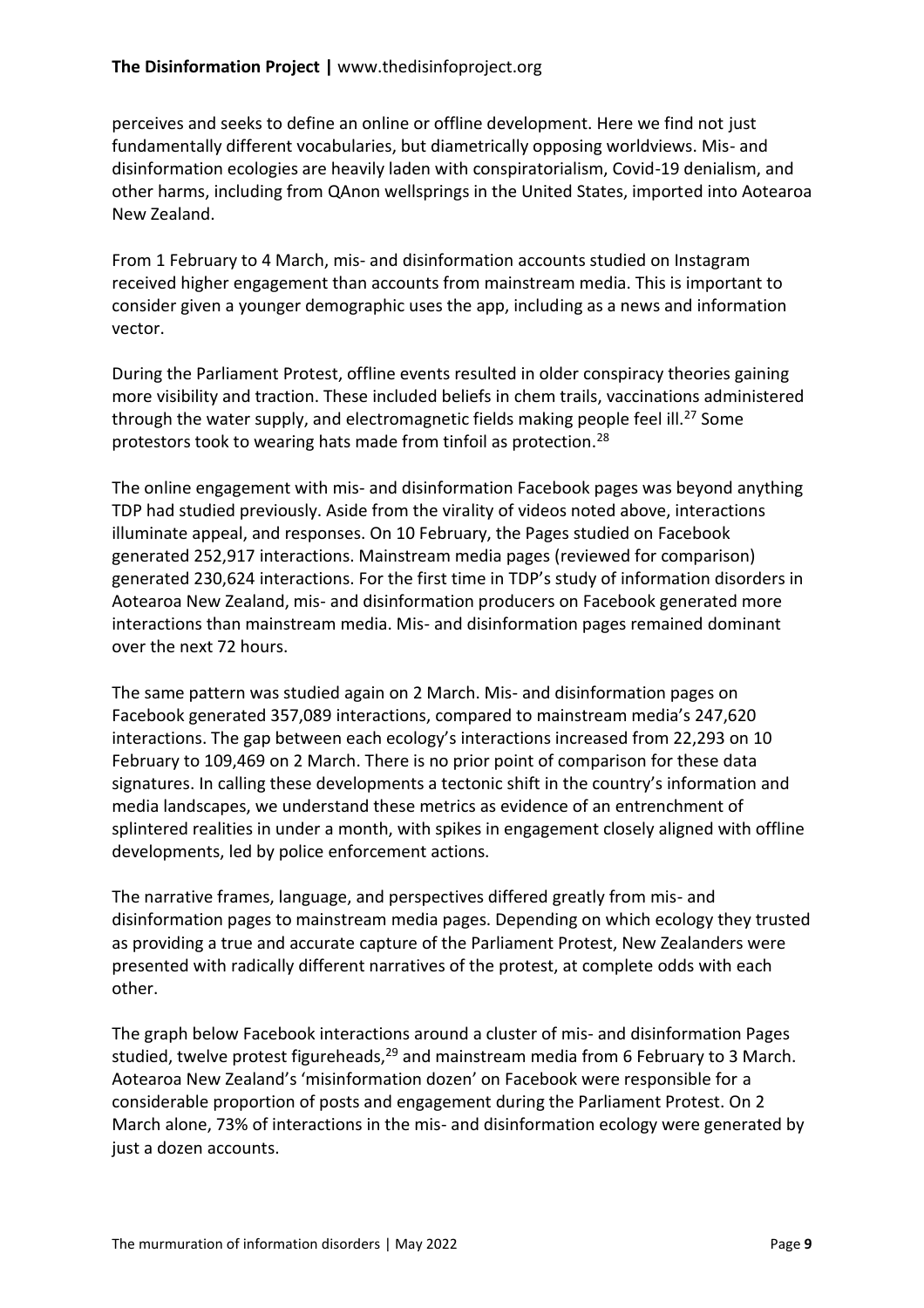perceives and seeks to define an online or offline development. Here we find not just fundamentally different vocabularies, but diametrically opposing worldviews. Mis- and disinformation ecologies are heavily laden with conspiratorialism, Covid-19 denialism, and other harms, including from QAnon wellsprings in the United States, imported into Aotearoa New Zealand.

From 1 February to 4 March, mis- and disinformation accounts studied on Instagram received higher engagement than accounts from mainstream media. This is important to consider given a younger demographic uses the app, including as a news and information vector.

During the Parliament Protest, offline events resulted in older conspiracy theories gaining more visibility and traction. These included beliefs in chem trails, vaccinations administered through the water supply, and electromagnetic fields making people feel ill.[27] Some protestors took to wearing hats made from tinfoil as protection.[28]

The online engagement with mis- and disinformation Facebook pages was beyond anything TDP had studied previously. Aside from the virality of videos noted above, interactions illuminate appeal, and responses. On 10 February, the Pages studied on Facebook generated 252,917 interactions. Mainstream media pages (reviewed for comparison) generated 230,624 interactions. For the first time in TDP's study of information disorders in Aotearoa New Zealand, mis- and disinformation producers on Facebook generated more interactions than mainstream media. Mis- and disinformation pages remained dominant over the next 72 hours.

The same pattern was studied again on 2 March. Mis- and disinformation pages on Facebook generated 357,089 interactions, compared to mainstream media's 247,620 interactions. The gap between each ecology's interactions increased from 22,293 on 10 February to 109,469 on 2 March. There is no prior point of comparison for these data signatures. In calling these developments a tectonic shift in the country's information and media landscapes, we understand these metrics as evidence of an entrenchment of splintered realities in under a month, with spikes in engagement closely aligned with offline developments, led by police enforcement actions.

The narrative frames, language, and perspectives differed greatly from mis- and disinformation pages to mainstream media pages. Depending on which ecology they trusted as providing a true and accurate capture of the Parliament Protest, New Zealanders were presented with radically different narratives of the protest, at complete odds with each other.

The graph below Facebook interactions around a cluster of mis- and disinformation Pages studied, twelve protest figureheads,[29] and mainstream media from 6 February to 3 March. Aotearoa New Zealand's 'misinformation dozen' on Facebook were responsible for a considerable proportion of posts and engagement during the Parliament Protest. On 2 March alone, 73% of interactions in the mis- and disinformation ecology were generated by just a dozen accounts.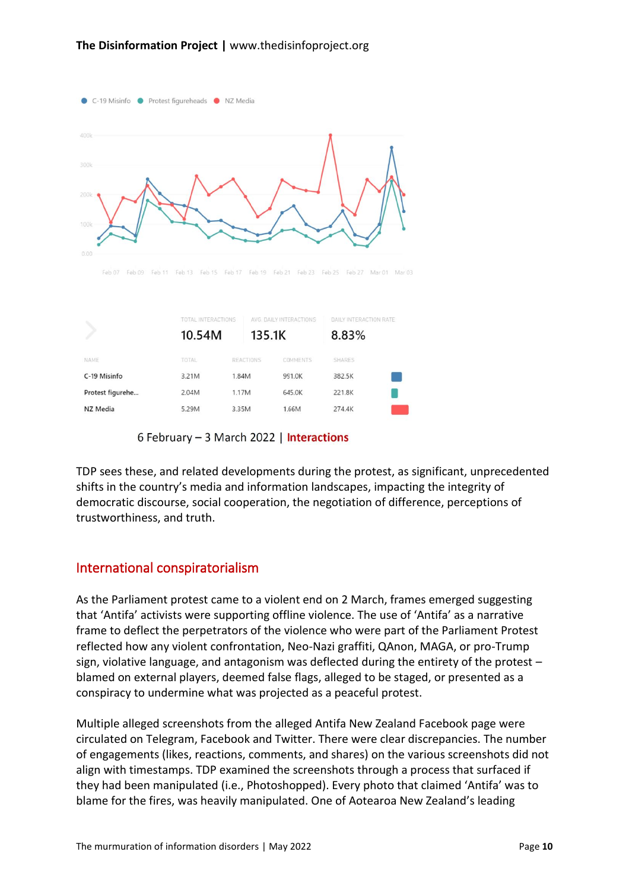C-19 Misinfo ● Protest figureheads ● NZ Media

| | TOTAL INTERACTIONS | AVG. DAILY INTERACTIONS | DAILY INTERACTION RATE |
|---|---|---|---|
| | 10.54M | 135.1K | 8.83% |

| NAME | TOTAL | REACTIONS | COMMENTS | SHARES |
|---|---|---|---|---|
| C-19 Misinfo | 3.21M | 1.84M | 991.0K | 382.5K |
| Protest figurehe... | 2.04M | 1.17M | 645.0K | 221.8K |
| NZ Media | 5.29M | 3.35M | 1.66M | 274.4K |

6 February – 3 March 2022 | **Interactions**

TDP sees these, and related developments during the protest, as significant, unprecedented shifts in the country's media and information landscapes, impacting the integrity of democratic discourse, social cooperation, the negotiation of difference, perceptions of trustworthiness, and truth.

## International conspiratorialism

As the Parliament protest came to a violent end on 2 March, frames emerged suggesting that 'Antifa' activists were supporting offline violence. The use of 'Antifa' as a narrative frame to deflect the perpetrators of the violence who were part of the Parliament Protest reflected how any violent confrontation, Neo-Nazi graffiti, QAnon, MAGA, or pro-Trump sign, violative language, and antagonism was deflected during the entirety of the protest – blamed on external players, deemed false flags, alleged to be staged, or presented as a conspiracy to undermine what was projected as a peaceful protest.

Multiple alleged screenshots from the alleged Antifa New Zealand Facebook page were circulated on Telegram, Facebook and Twitter. There were clear discrepancies. The number of engagements (likes, reactions, comments, and shares) on the various screenshots did not align with timestamps. TDP examined the screenshots through a process that surfaced if they had been manipulated (i.e., Photoshopped). Every photo that claimed 'Antifa' was to blame for the fires, was heavily manipulated. One of Aotearoa New Zealand's leading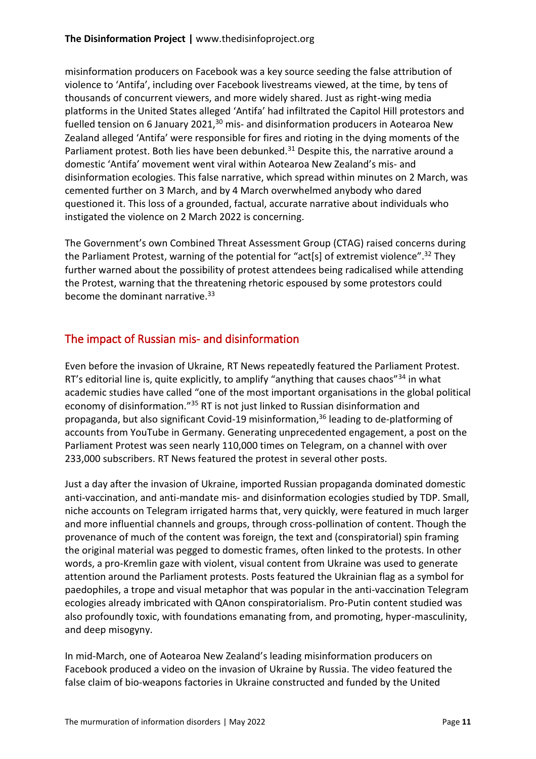misinformation producers on Facebook was a key source seeding the false attribution of violence to 'Antifa', including over Facebook livestreams viewed, at the time, by tens of thousands of concurrent viewers, and more widely shared. Just as right-wing media platforms in the United States alleged 'Antifa' had infiltrated the Capitol Hill protestors and fuelled tension on 6 January 2021,[30] mis- and disinformation producers in Aotearoa New Zealand alleged 'Antifa' were responsible for fires and rioting in the dying moments of the Parliament protest. Both lies have been debunked.[31] Despite this, the narrative around a domestic 'Antifa' movement went viral within Aotearoa New Zealand's mis- and disinformation ecologies. This false narrative, which spread within minutes on 2 March, was cemented further on 3 March, and by 4 March overwhelmed anybody who dared questioned it. This loss of a grounded, factual, accurate narrative about individuals who instigated the violence on 2 March 2022 is concerning.

The Government's own Combined Threat Assessment Group (CTAG) raised concerns during the Parliament Protest, warning of the potential for "act[s] of extremist violence".[32] They further warned about the possibility of protest attendees being radicalised while attending the Protest, warning that the threatening rhetoric espoused by some protestors could become the dominant narrative.[33]

## The impact of Russian mis- and disinformation

Even before the invasion of Ukraine, RT News repeatedly featured the Parliament Protest. RT's editorial line is, quite explicitly, to amplify "anything that causes chaos"[34] in what academic studies have called "one of the most important organisations in the global political economy of disinformation."[35] RT is not just linked to Russian disinformation and propaganda, but also significant Covid-19 misinformation,[36] leading to de-platforming of accounts from YouTube in Germany. Generating unprecedented engagement, a post on the Parliament Protest was seen nearly 110,000 times on Telegram, on a channel with over 233,000 subscribers. RT News featured the protest in several other posts.

Just a day after the invasion of Ukraine, imported Russian propaganda dominated domestic anti-vaccination, and anti-mandate mis- and disinformation ecologies studied by TDP. Small, niche accounts on Telegram irrigated harms that, very quickly, were featured in much larger and more influential channels and groups, through cross-pollination of content. Though the provenance of much of the content was foreign, the text and (conspiratorial) spin framing the original material was pegged to domestic frames, often linked to the protests. In other words, a pro-Kremlin gaze with violent, visual content from Ukraine was used to generate attention around the Parliament protests. Posts featured the Ukrainian flag as a symbol for paedophiles, a trope and visual metaphor that was popular in the anti-vaccination Telegram ecologies already imbricated with QAnon conspiratorialism. Pro-Putin content studied was also profoundly toxic, with foundations emanating from, and promoting, hyper-masculinity, and deep misogyny.

In mid-March, one of Aotearoa New Zealand's leading misinformation producers on Facebook produced a video on the invasion of Ukraine by Russia. The video featured the false claim of bio-weapons factories in Ukraine constructed and funded by the United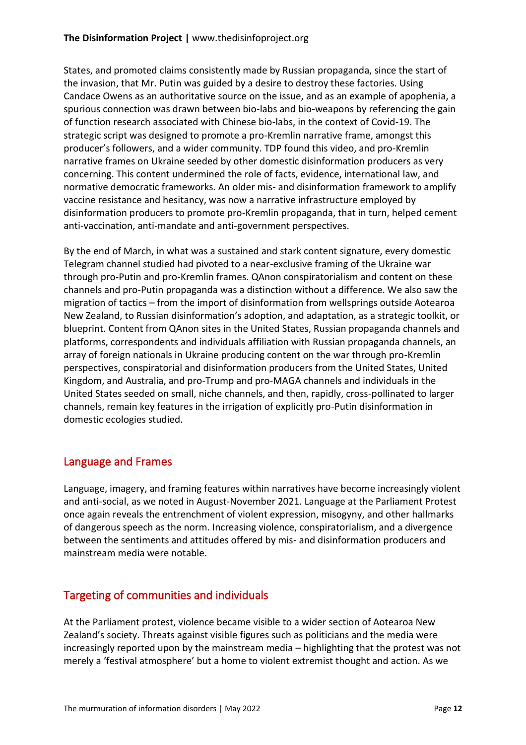States, and promoted claims consistently made by Russian propaganda, since the start of the invasion, that Mr. Putin was guided by a desire to destroy these factories. Using Candace Owens as an authoritative source on the issue, and as an example of apophenia, a spurious connection was drawn between bio-labs and bio-weapons by referencing the gain of function research associated with Chinese bio-labs, in the context of Covid-19. The strategic script was designed to promote a pro-Kremlin narrative frame, amongst this producer's followers, and a wider community. TDP found this video, and pro-Kremlin narrative frames on Ukraine seeded by other domestic disinformation producers as very concerning. This content undermined the role of facts, evidence, international law, and normative democratic frameworks. An older mis- and disinformation framework to amplify vaccine resistance and hesitancy, was now a narrative infrastructure employed by disinformation producers to promote pro-Kremlin propaganda, that in turn, helped cement anti-vaccination, anti-mandate and anti-government perspectives.

By the end of March, in what was a sustained and stark content signature, every domestic Telegram channel studied had pivoted to a near-exclusive framing of the Ukraine war through pro-Putin and pro-Kremlin frames. QAnon conspiratorialism and content on these channels and pro-Putin propaganda was a distinction without a difference. We also saw the migration of tactics – from the import of disinformation from wellsprings outside Aotearoa New Zealand, to Russian disinformation's adoption, and adaptation, as a strategic toolkit, or blueprint. Content from QAnon sites in the United States, Russian propaganda channels and platforms, correspondents and individuals affiliation with Russian propaganda channels, an array of foreign nationals in Ukraine producing content on the war through pro-Kremlin perspectives, conspiratorial and disinformation producers from the United States, United Kingdom, and Australia, and pro-Trump and pro-MAGA channels and individuals in the United States seeded on small, niche channels, and then, rapidly, cross-pollinated to larger channels, remain key features in the irrigation of explicitly pro-Putin disinformation in domestic ecologies studied.

## Language and Frames

Language, imagery, and framing features within narratives have become increasingly violent and anti-social, as we noted in August-November 2021. Language at the Parliament Protest once again reveals the entrenchment of violent expression, misogyny, and other hallmarks of dangerous speech as the norm. Increasing violence, conspiratorialism, and a divergence between the sentiments and attitudes offered by mis- and disinformation producers and mainstream media were notable.

## Targeting of communities and individuals

At the Parliament protest, violence became visible to a wider section of Aotearoa New Zealand's society. Threats against visible figures such as politicians and the media were increasingly reported upon by the mainstream media – highlighting that the protest was not merely a 'festival atmosphere' but a home to violent extremist thought and action. As we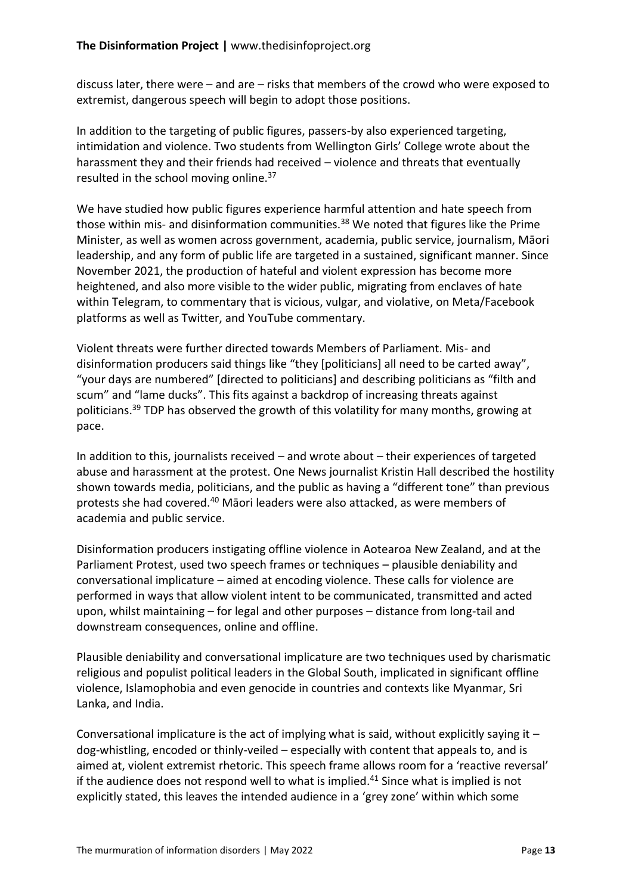discuss later, there were – and are – risks that members of the crowd who were exposed to extremist, dangerous speech will begin to adopt those positions.

In addition to the targeting of public figures, passers-by also experienced targeting, intimidation and violence. Two students from Wellington Girls' College wrote about the harassment they and their friends had received – violence and threats that eventually resulted in the school moving online.[37]

We have studied how public figures experience harmful attention and hate speech from those within mis- and disinformation communities.[38] We noted that figures like the Prime Minister, as well as women across government, academia, public service, journalism, Māori leadership, and any form of public life are targeted in a sustained, significant manner. Since November 2021, the production of hateful and violent expression has become more heightened, and also more visible to the wider public, migrating from enclaves of hate within Telegram, to commentary that is vicious, vulgar, and violative, on Meta/Facebook platforms as well as Twitter, and YouTube commentary.

Violent threats were further directed towards Members of Parliament. Mis- and disinformation producers said things like "they [politicians] all need to be carted away", "your days are numbered" [directed to politicians] and describing politicians as "filth and scum" and "lame ducks". This fits against a backdrop of increasing threats against politicians.[39] TDP has observed the growth of this volatility for many months, growing at pace.

In addition to this, journalists received – and wrote about – their experiences of targeted abuse and harassment at the protest. One News journalist Kristin Hall described the hostility shown towards media, politicians, and the public as having a "different tone" than previous protests she had covered.[40] Māori leaders were also attacked, as were members of academia and public service.

Disinformation producers instigating offline violence in Aotearoa New Zealand, and at the Parliament Protest, used two speech frames or techniques – plausible deniability and conversational implicature – aimed at encoding violence. These calls for violence are performed in ways that allow violent intent to be communicated, transmitted and acted upon, whilst maintaining – for legal and other purposes – distance from long-tail and downstream consequences, online and offline.

Plausible deniability and conversational implicature are two techniques used by charismatic religious and populist political leaders in the Global South, implicated in significant offline violence, Islamophobia and even genocide in countries and contexts like Myanmar, Sri Lanka, and India.

Conversational implicature is the act of implying what is said, without explicitly saying it – dog-whistling, encoded or thinly-veiled – especially with content that appeals to, and is aimed at, violent extremist rhetoric. This speech frame allows room for a 'reactive reversal' if the audience does not respond well to what is implied.[41] Since what is implied is not explicitly stated, this leaves the intended audience in a 'grey zone' within which some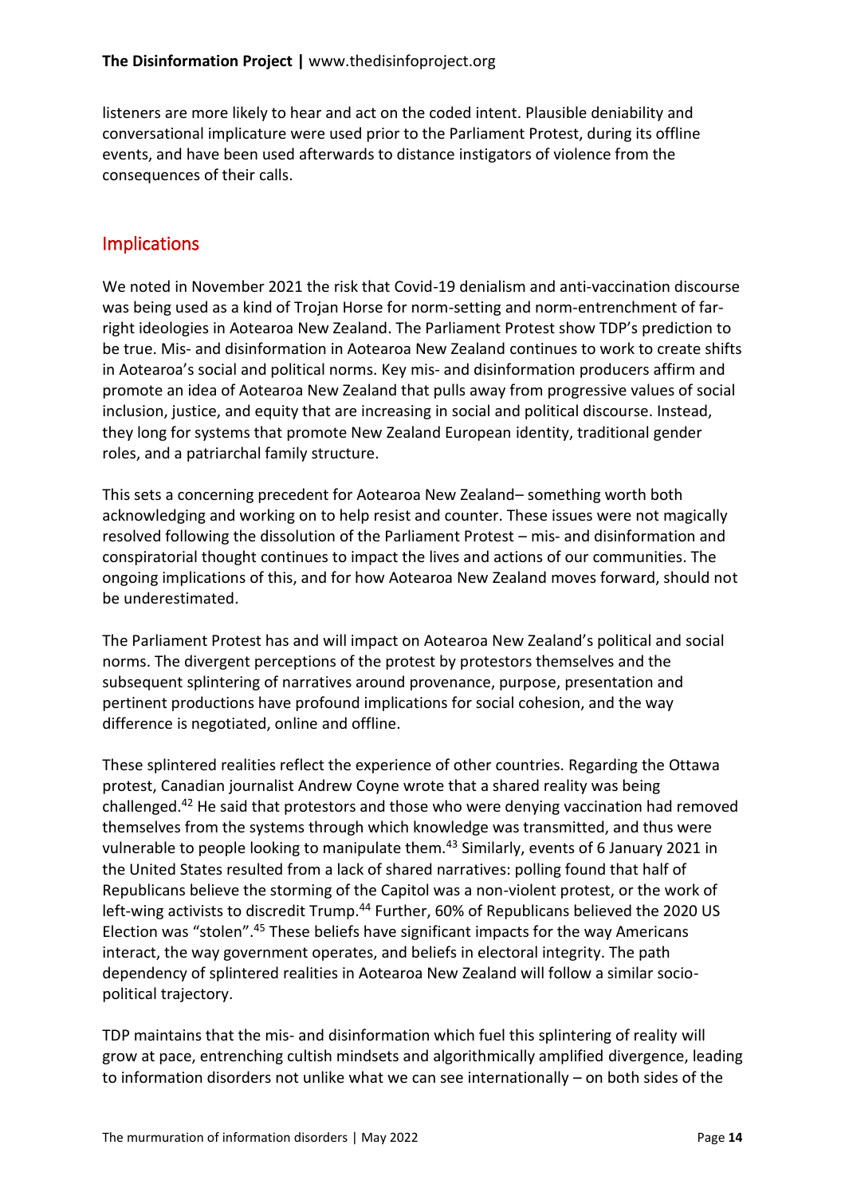listeners are more likely to hear and act on the coded intent. Plausible deniability and conversational implicature were used prior to the Parliament Protest, during its offline events, and have been used afterwards to distance instigators of violence from the consequences of their calls.

## Implications

We noted in November 2021 the risk that Covid-19 denialism and anti-vaccination discourse was being used as a kind of Trojan Horse for norm-setting and norm-entrenchment of far-right ideologies in Aotearoa New Zealand. The Parliament Protest show TDP's prediction to be true. Mis- and disinformation in Aotearoa New Zealand continues to work to create shifts in Aotearoa's social and political norms. Key mis- and disinformation producers affirm and promote an idea of Aotearoa New Zealand that pulls away from progressive values of social inclusion, justice, and equity that are increasing in social and political discourse. Instead, they long for systems that promote New Zealand European identity, traditional gender roles, and a patriarchal family structure.

This sets a concerning precedent for Aotearoa New Zealand– something worth both acknowledging and working on to help resist and counter. These issues were not magically resolved following the dissolution of the Parliament Protest – mis- and disinformation and conspiratorial thought continues to impact the lives and actions of our communities. The ongoing implications of this, and for how Aotearoa New Zealand moves forward, should not be underestimated.

The Parliament Protest has and will impact on Aotearoa New Zealand's political and social norms. The divergent perceptions of the protest by protestors themselves and the subsequent splintering of narratives around provenance, purpose, presentation and pertinent productions have profound implications for social cohesion, and the way difference is negotiated, online and offline.

These splintered realities reflect the experience of other countries. Regarding the Ottawa protest, Canadian journalist Andrew Coyne wrote that a shared reality was being challenged.[42] He said that protestors and those who were denying vaccination had removed themselves from the systems through which knowledge was transmitted, and thus were vulnerable to people looking to manipulate them.[43] Similarly, events of 6 January 2021 in the United States resulted from a lack of shared narratives: polling found that half of Republicans believe the storming of the Capitol was a non-violent protest, or the work of left-wing activists to discredit Trump.[44] Further, 60% of Republicans believed the 2020 US Election was "stolen".[45] These beliefs have significant impacts for the way Americans interact, the way government operates, and beliefs in electoral integrity. The path dependency of splintered realities in Aotearoa New Zealand will follow a similar socio-political trajectory.

TDP maintains that the mis- and disinformation which fuel this splintering of reality will grow at pace, entrenching cultish mindsets and algorithmically amplified divergence, leading to information disorders not unlike what we can see internationally – on both sides of the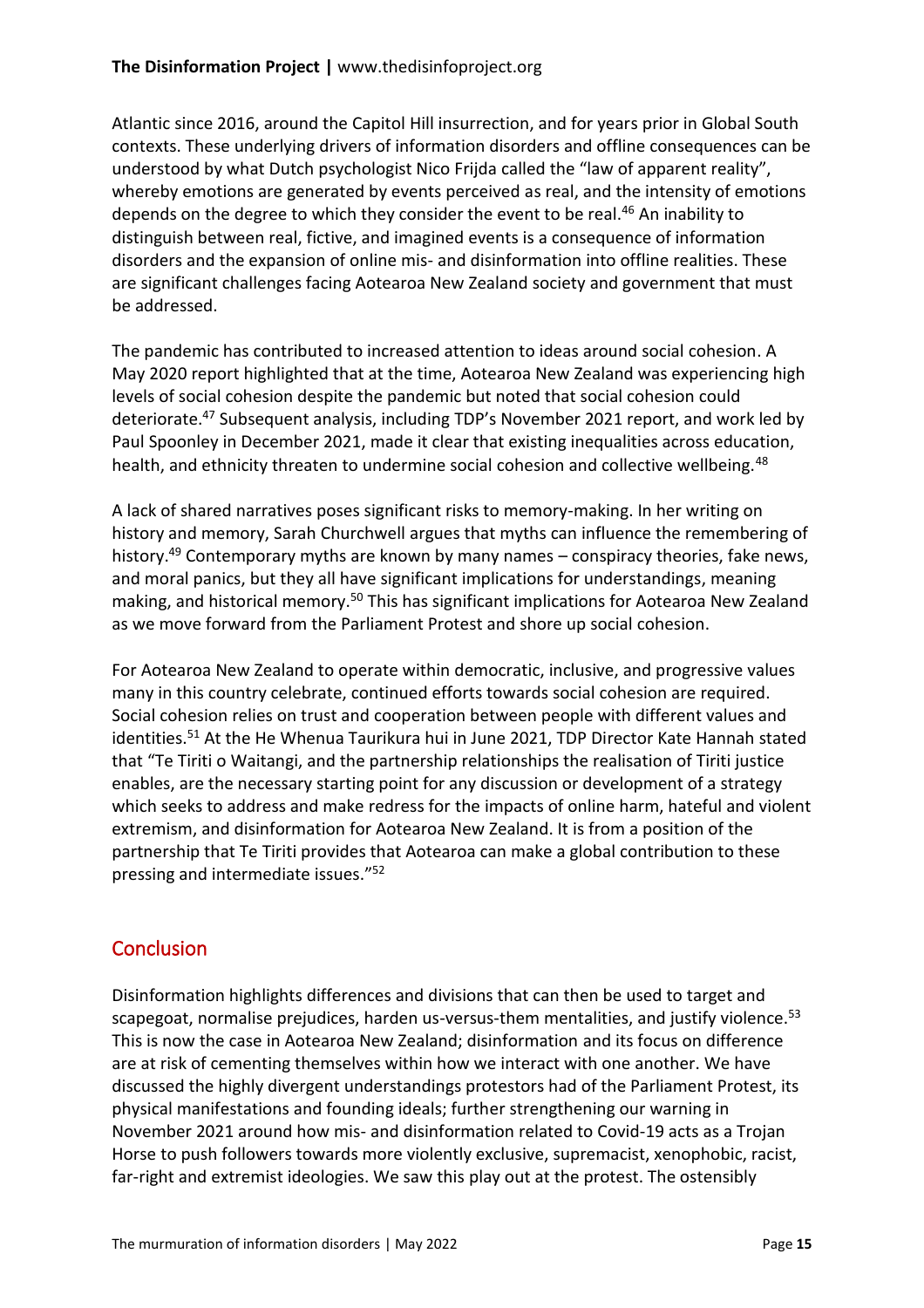Atlantic since 2016, around the Capitol Hill insurrection, and for years prior in Global South contexts. These underlying drivers of information disorders and offline consequences can be understood by what Dutch psychologist Nico Frijda called the "law of apparent reality", whereby emotions are generated by events perceived as real, and the intensity of emotions depends on the degree to which they consider the event to be real.[46] An inability to distinguish between real, fictive, and imagined events is a consequence of information disorders and the expansion of online mis- and disinformation into offline realities. These are significant challenges facing Aotearoa New Zealand society and government that must be addressed.

The pandemic has contributed to increased attention to ideas around social cohesion. A May 2020 report highlighted that at the time, Aotearoa New Zealand was experiencing high levels of social cohesion despite the pandemic but noted that social cohesion could deteriorate.[47] Subsequent analysis, including TDP's November 2021 report, and work led by Paul Spoonley in December 2021, made it clear that existing inequalities across education, health, and ethnicity threaten to undermine social cohesion and collective wellbeing.[48]

A lack of shared narratives poses significant risks to memory-making. In her writing on history and memory, Sarah Churchwell argues that myths can influence the remembering of history.[49] Contemporary myths are known by many names – conspiracy theories, fake news, and moral panics, but they all have significant implications for understandings, meaning making, and historical memory.[50] This has significant implications for Aotearoa New Zealand as we move forward from the Parliament Protest and shore up social cohesion.

For Aotearoa New Zealand to operate within democratic, inclusive, and progressive values many in this country celebrate, continued efforts towards social cohesion are required. Social cohesion relies on trust and cooperation between people with different values and identities.[51] At the He Whenua Taurikura hui in June 2021, TDP Director Kate Hannah stated that "Te Tiriti o Waitangi, and the partnership relationships the realisation of Tiriti justice enables, are the necessary starting point for any discussion or development of a strategy which seeks to address and make redress for the impacts of online harm, hateful and violent extremism, and disinformation for Aotearoa New Zealand. It is from a position of the partnership that Te Tiriti provides that Aotearoa can make a global contribution to these pressing and intermediate issues."[52]

## Conclusion

Disinformation highlights differences and divisions that can then be used to target and scapegoat, normalise prejudices, harden us-versus-them mentalities, and justify violence.[53] This is now the case in Aotearoa New Zealand; disinformation and its focus on difference are at risk of cementing themselves within how we interact with one another. We have discussed the highly divergent understandings protestors had of the Parliament Protest, its physical manifestations and founding ideals; further strengthening our warning in November 2021 around how mis- and disinformation related to Covid-19 acts as a Trojan Horse to push followers towards more violently exclusive, supremacist, xenophobic, racist, far-right and extremist ideologies. We saw this play out at the protest. The ostensibly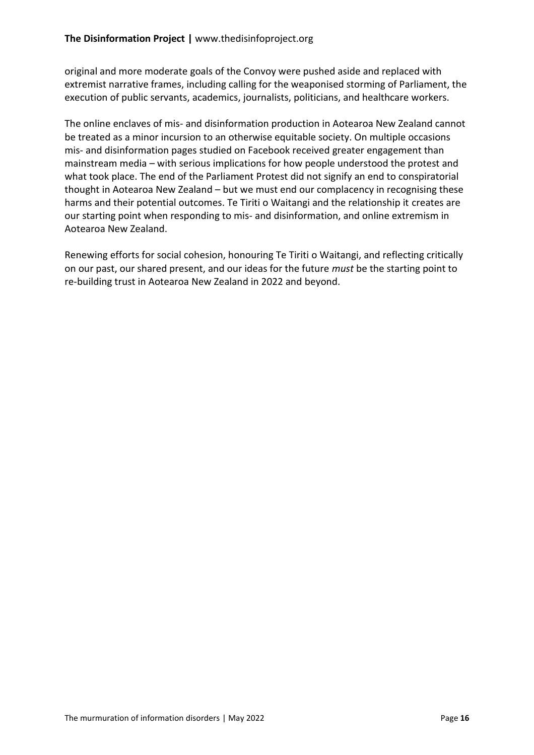original and more moderate goals of the Convoy were pushed aside and replaced with extremist narrative frames, including calling for the weaponised storming of Parliament, the execution of public servants, academics, journalists, politicians, and healthcare workers.

The online enclaves of mis- and disinformation production in Aotearoa New Zealand cannot be treated as a minor incursion to an otherwise equitable society. On multiple occasions mis- and disinformation pages studied on Facebook received greater engagement than mainstream media – with serious implications for how people understood the protest and what took place. The end of the Parliament Protest did not signify an end to conspiratorial thought in Aotearoa New Zealand – but we must end our complacency in recognising these harms and their potential outcomes. Te Tiriti o Waitangi and the relationship it creates are our starting point when responding to mis- and disinformation, and online extremism in Aotearoa New Zealand.

Renewing efforts for social cohesion, honouring Te Tiriti o Waitangi, and reflecting critically on our past, our shared present, and our ideas for the future *must* be the starting point to re-building trust in Aotearoa New Zealand in 2022 and beyond.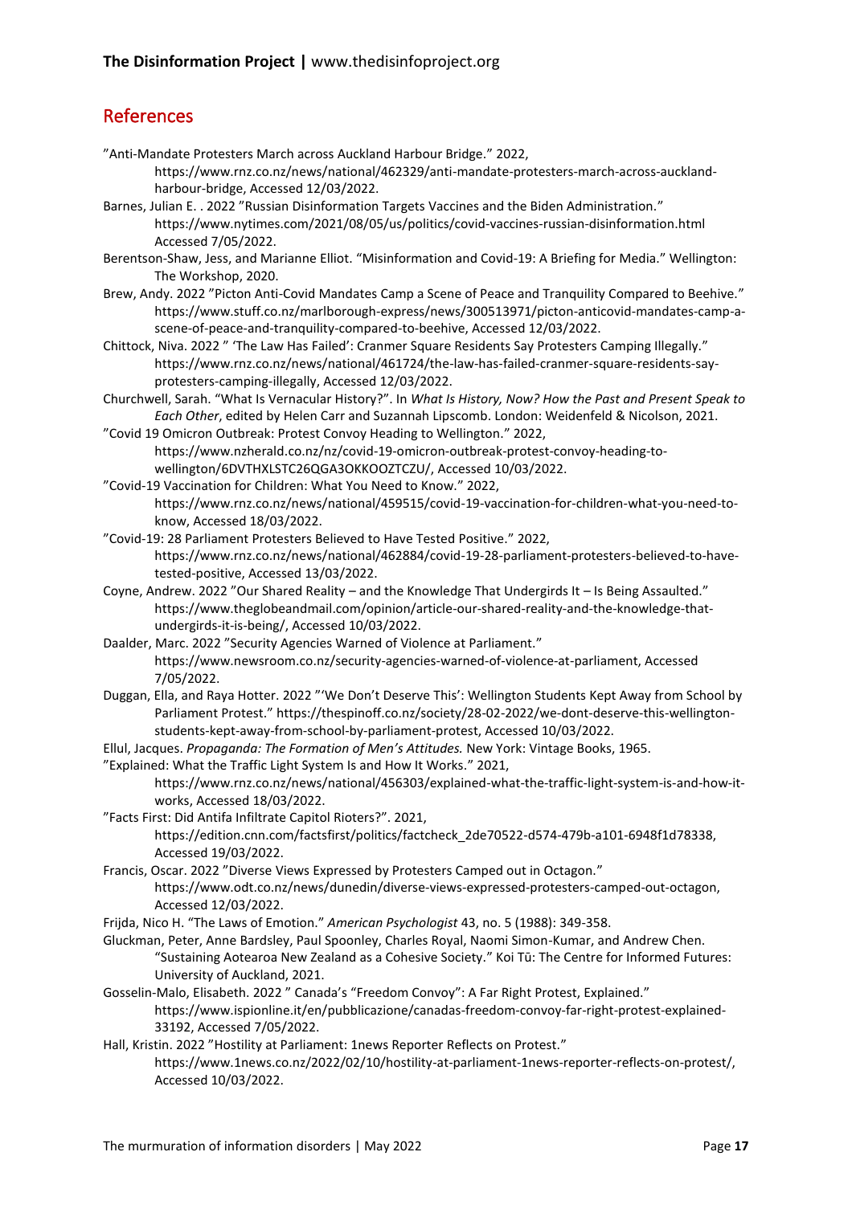## References

"Anti-Mandate Protesters March across Auckland Harbour Bridge." 2022, https://www.rnz.co.nz/news/national/462329/anti-mandate-protesters-march-across-auckland-harbour-bridge, Accessed 12/03/2022.

Barnes, Julian E. . 2022 "Russian Disinformation Targets Vaccines and the Biden Administration." https://www.nytimes.com/2021/08/05/us/politics/covid-vaccines-russian-disinformation.html Accessed 7/05/2022.

Berentson-Shaw, Jess, and Marianne Elliot. "Misinformation and Covid-19: A Briefing for Media." Wellington: The Workshop, 2020.

Brew, Andy. 2022 "Picton Anti-Covid Mandates Camp a Scene of Peace and Tranquility Compared to Beehive." https://www.stuff.co.nz/marlborough-express/news/300513971/picton-anticovid-mandates-camp-a-scene-of-peace-and-tranquility-compared-to-beehive, Accessed 12/03/2022.

Chittock, Niva. 2022 " 'The Law Has Failed': Cranmer Square Residents Say Protesters Camping Illegally." https://www.rnz.co.nz/news/national/461724/the-law-has-failed-cranmer-square-residents-say-protesters-camping-illegally, Accessed 12/03/2022.

Churchwell, Sarah. "What Is Vernacular History?". In *What Is History, Now? How the Past and Present Speak to Each Other*, edited by Helen Carr and Suzannah Lipscomb. London: Weidenfeld & Nicolson, 2021.

"Covid 19 Omicron Outbreak: Protest Convoy Heading to Wellington." 2022, https://www.nzherald.co.nz/nz/covid-19-omicron-outbreak-protest-convoy-heading-to-wellington/6DVTHXLSTC26QGA3OKKOOZTCZU/, Accessed 10/03/2022.

"Covid-19 Vaccination for Children: What You Need to Know." 2022, https://www.rnz.co.nz/news/national/459515/covid-19-vaccination-for-children-what-you-need-to-know, Accessed 18/03/2022.

"Covid-19: 28 Parliament Protesters Believed to Have Tested Positive." 2022, https://www.rnz.co.nz/news/national/462884/covid-19-28-parliament-protesters-believed-to-have-tested-positive, Accessed 13/03/2022.

Coyne, Andrew. 2022 "Our Shared Reality – and the Knowledge That Undergirds It – Is Being Assaulted." https://www.theglobeandmail.com/opinion/article-our-shared-reality-and-the-knowledge-that-undergirds-it-is-being/, Accessed 10/03/2022.

Daalder, Marc. 2022 "Security Agencies Warned of Violence at Parliament." https://www.newsroom.co.nz/security-agencies-warned-of-violence-at-parliament, Accessed 7/05/2022.

Duggan, Ella, and Raya Hotter. 2022 "'We Don't Deserve This': Wellington Students Kept Away from School by Parliament Protest." https://thespinoff.co.nz/society/28-02-2022/we-dont-deserve-this-wellington-students-kept-away-from-school-by-parliament-protest, Accessed 10/03/2022.

Ellul, Jacques. *Propaganda: The Formation of Men's Attitudes.* New York: Vintage Books, 1965.

"Explained: What the Traffic Light System Is and How It Works." 2021, https://www.rnz.co.nz/news/national/456303/explained-what-the-traffic-light-system-is-and-how-it-works, Accessed 18/03/2022.

"Facts First: Did Antifa Infiltrate Capitol Rioters?". 2021, https://edition.cnn.com/factsfirst/politics/factcheck_2de70522-d574-479b-a101-6948f1d78338, Accessed 19/03/2022.

Francis, Oscar. 2022 "Diverse Views Expressed by Protesters Camped out in Octagon." https://www.odt.co.nz/news/dunedin/diverse-views-expressed-protesters-camped-out-octagon, Accessed 12/03/2022.

Frijda, Nico H. "The Laws of Emotion." *American Psychologist* 43, no. 5 (1988): 349-358.

Gluckman, Peter, Anne Bardsley, Paul Spoonley, Charles Royal, Naomi Simon-Kumar, and Andrew Chen. "Sustaining Aotearoa New Zealand as a Cohesive Society." Koi Tū: The Centre for Informed Futures: University of Auckland, 2021.

Gosselin-Malo, Elisabeth. 2022 " Canada's "Freedom Convoy": A Far Right Protest, Explained." https://www.ispionline.it/en/pubblicazione/canadas-freedom-convoy-far-right-protest-explained-33192, Accessed 7/05/2022.

Hall, Kristin. 2022 "Hostility at Parliament: 1news Reporter Reflects on Protest." https://www.1news.co.nz/2022/02/10/hostility-at-parliament-1news-reporter-reflects-on-protest/, Accessed 10/03/2022.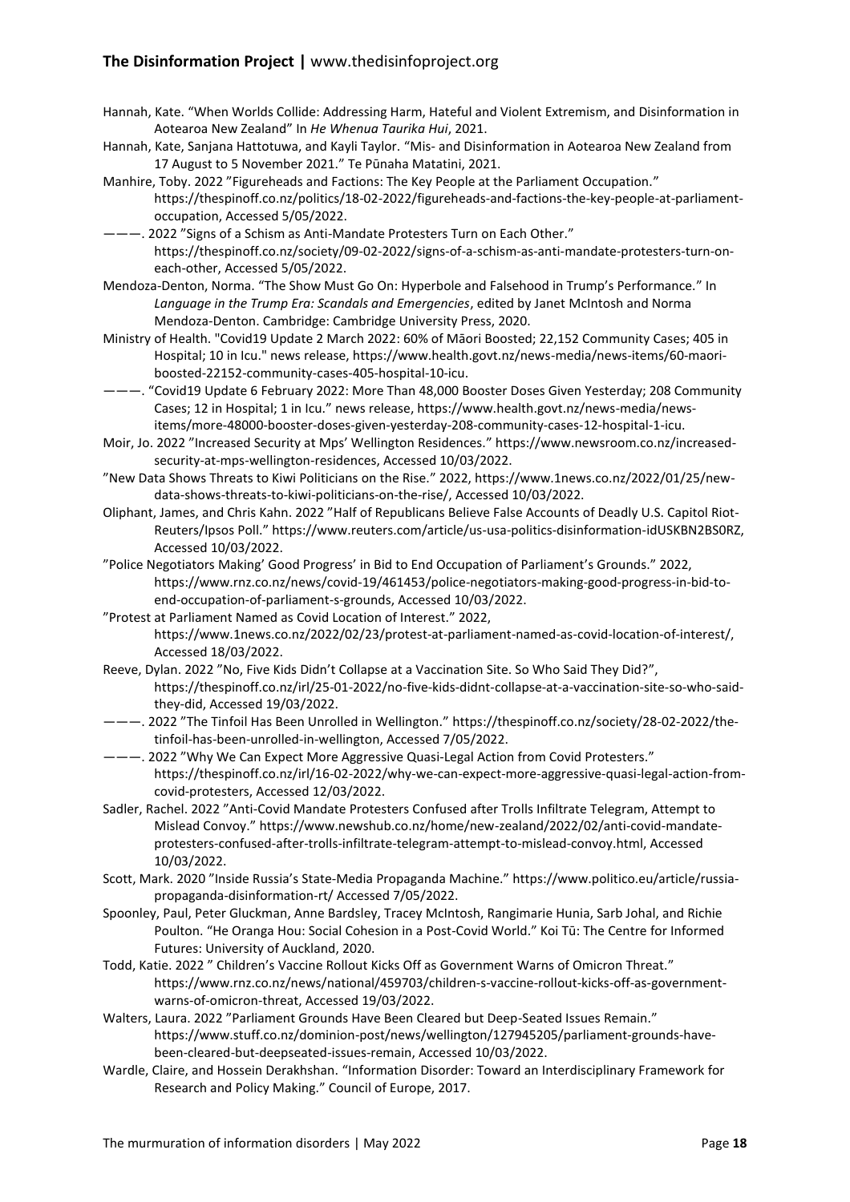Hannah, Kate. "When Worlds Collide: Addressing Harm, Hateful and Violent Extremism, and Disinformation in Aotearoa New Zealand" In *He Whenua Taurika Hui*, 2021.

Hannah, Kate, Sanjana Hattotuwa, and Kayli Taylor. "Mis- and Disinformation in Aotearoa New Zealand from 17 August to 5 November 2021." Te Pūnaha Matatini, 2021.

Manhire, Toby. 2022 "Figureheads and Factions: The Key People at the Parliament Occupation." https://thespinoff.co.nz/politics/18-02-2022/figureheads-and-factions-the-key-people-at-parliament-occupation, Accessed 5/05/2022.

———. 2022 "Signs of a Schism as Anti-Mandate Protesters Turn on Each Other." https://thespinoff.co.nz/society/09-02-2022/signs-of-a-schism-as-anti-mandate-protesters-turn-on-each-other, Accessed 5/05/2022.

Mendoza-Denton, Norma. "The Show Must Go On: Hyperbole and Falsehood in Trump's Performance." In *Language in the Trump Era: Scandals and Emergencies*, edited by Janet McIntosh and Norma Mendoza-Denton. Cambridge: Cambridge University Press, 2020.

Ministry of Health. "Covid19 Update 2 March 2022: 60% of Māori Boosted; 22,152 Community Cases; 405 in Hospital; 10 in Icu." news release, https://www.health.govt.nz/news-media/news-items/60-maori-boosted-22152-community-cases-405-hospital-10-icu.

———. "Covid19 Update 6 February 2022: More Than 48,000 Booster Doses Given Yesterday; 208 Community Cases; 12 in Hospital; 1 in Icu." news release, https://www.health.govt.nz/news-media/news-items/more-48000-booster-doses-given-yesterday-208-community-cases-12-hospital-1-icu.

Moir, Jo. 2022 "Increased Security at Mps' Wellington Residences." https://www.newsroom.co.nz/increased-security-at-mps-wellington-residences, Accessed 10/03/2022.

"New Data Shows Threats to Kiwi Politicians on the Rise." 2022, https://www.1news.co.nz/2022/01/25/new-data-shows-threats-to-kiwi-politicians-on-the-rise/, Accessed 10/03/2022.

Oliphant, James, and Chris Kahn. 2022 "Half of Republicans Believe False Accounts of Deadly U.S. Capitol Riot-Reuters/Ipsos Poll." https://www.reuters.com/article/us-usa-politics-disinformation-idUSKBN2BS0RZ, Accessed 10/03/2022.

"Police Negotiators Making' Good Progress' in Bid to End Occupation of Parliament's Grounds." 2022, https://www.rnz.co.nz/news/covid-19/461453/police-negotiators-making-good-progress-in-bid-to-end-occupation-of-parliament-s-grounds, Accessed 10/03/2022.

"Protest at Parliament Named as Covid Location of Interest." 2022, https://www.1news.co.nz/2022/02/23/protest-at-parliament-named-as-covid-location-of-interest/, Accessed 18/03/2022.

Reeve, Dylan. 2022 "No, Five Kids Didn't Collapse at a Vaccination Site. So Who Said They Did?", https://thespinoff.co.nz/irl/25-01-2022/no-five-kids-didnt-collapse-at-a-vaccination-site-so-who-said-they-did, Accessed 19/03/2022.

———. 2022 "The Tinfoil Has Been Unrolled in Wellington." https://thespinoff.co.nz/society/28-02-2022/the-tinfoil-has-been-unrolled-in-wellington, Accessed 7/05/2022.

———. 2022 "Why We Can Expect More Aggressive Quasi-Legal Action from Covid Protesters." https://thespinoff.co.nz/irl/16-02-2022/why-we-can-expect-more-aggressive-quasi-legal-action-from-covid-protesters, Accessed 12/03/2022.

Sadler, Rachel. 2022 "Anti-Covid Mandate Protesters Confused after Trolls Infiltrate Telegram, Attempt to Mislead Convoy." https://www.newshub.co.nz/home/new-zealand/2022/02/anti-covid-mandate-protesters-confused-after-trolls-infiltrate-telegram-attempt-to-mislead-convoy.html, Accessed 10/03/2022.

Scott, Mark. 2020 "Inside Russia's State-Media Propaganda Machine." https://www.politico.eu/article/russia-propaganda-disinformation-rt/ Accessed 7/05/2022.

Spoonley, Paul, Peter Gluckman, Anne Bardsley, Tracey McIntosh, Rangimarie Hunia, Sarb Johal, and Richie Poulton. "He Oranga Hou: Social Cohesion in a Post-Covid World." Koi Tū: The Centre for Informed Futures: University of Auckland, 2020.

Todd, Katie. 2022 " Children's Vaccine Rollout Kicks Off as Government Warns of Omicron Threat." https://www.rnz.co.nz/news/national/459703/children-s-vaccine-rollout-kicks-off-as-government-warns-of-omicron-threat, Accessed 19/03/2022.

Walters, Laura. 2022 "Parliament Grounds Have Been Cleared but Deep-Seated Issues Remain." https://www.stuff.co.nz/dominion-post/news/wellington/127945205/parliament-grounds-have-been-cleared-but-deepseated-issues-remain, Accessed 10/03/2022.

Wardle, Claire, and Hossein Derakhshan. "Information Disorder: Toward an Interdisciplinary Framework for Research and Policy Making." Council of Europe, 2017.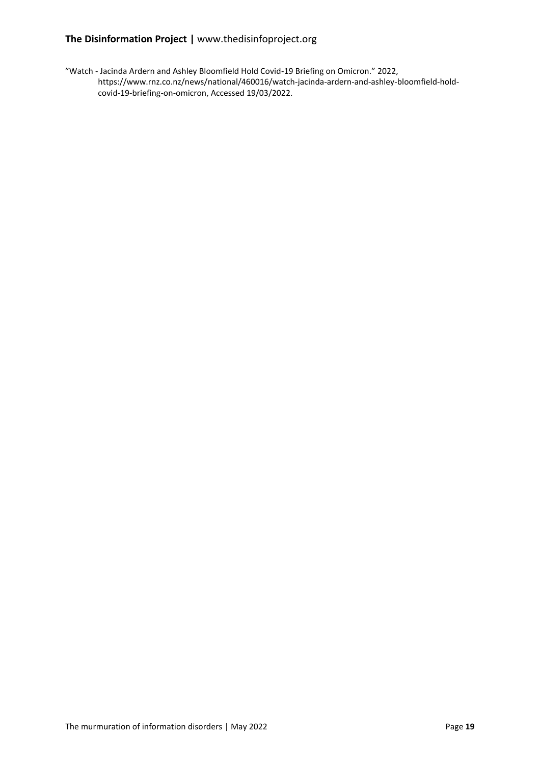"Watch - Jacinda Ardern and Ashley Bloomfield Hold Covid-19 Briefing on Omicron." 2022, https://www.rnz.co.nz/news/national/460016/watch-jacinda-ardern-and-ashley-bloomfield-hold-covid-19-briefing-on-omicron, Accessed 19/03/2022.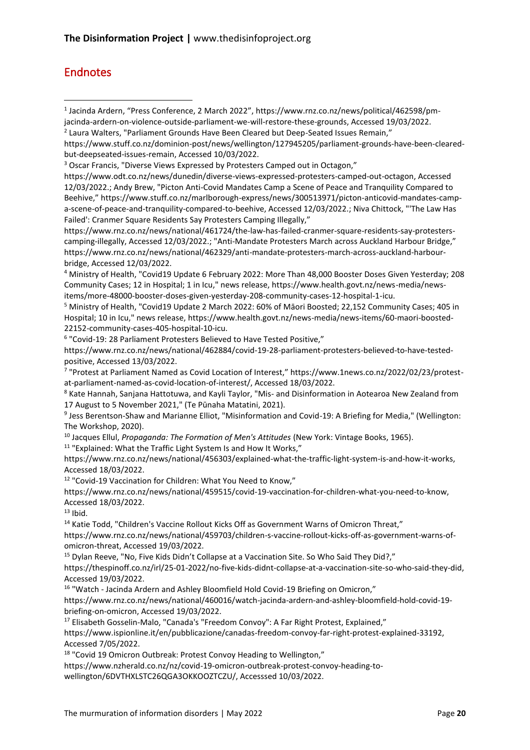## Endnotes

[1] Jacinda Ardern, "Press Conference, 2 March 2022", https://www.rnz.co.nz/news/political/462598/pm-jacinda-ardern-on-violence-outside-parliament-we-will-restore-these-grounds, Accessed 19/03/2022.

[2] Laura Walters, "Parliament Grounds Have Been Cleared but Deep-Seated Issues Remain," https://www.stuff.co.nz/dominion-post/news/wellington/127945205/parliament-grounds-have-been-cleared-but-deepseated-issues-remain, Accessed 10/03/2022.

[3] Oscar Francis, "Diverse Views Expressed by Protesters Camped out in Octagon," https://www.odt.co.nz/news/dunedin/diverse-views-expressed-protesters-camped-out-octagon, Accessed 12/03/2022.; Andy Brew, "Picton Anti-Covid Mandates Camp a Scene of Peace and Tranquility Compared to Beehive," https://www.stuff.co.nz/marlborough-express/news/300513971/picton-anticovid-mandates-camp-a-scene-of-peace-and-tranquility-compared-to-beehive, Accessed 12/03/2022.; Niva Chittock, "'The Law Has Failed': Cranmer Square Residents Say Protesters Camping Illegally," https://www.rnz.co.nz/news/national/461724/the-law-has-failed-cranmer-square-residents-say-protesters-camping-illegally, Accessed 12/03/2022.; "Anti-Mandate Protesters March across Auckland Harbour Bridge," https://www.rnz.co.nz/news/national/462329/anti-mandate-protesters-march-across-auckland-harbour-bridge, Accessed 12/03/2022.

[4] Ministry of Health, "Covid19 Update 6 February 2022: More Than 48,000 Booster Doses Given Yesterday; 208 Community Cases; 12 in Hospital; 1 in Icu," news release, https://www.health.govt.nz/news-media/news-items/more-48000-booster-doses-given-yesterday-208-community-cases-12-hospital-1-icu.

[5] Ministry of Health, "Covid19 Update 2 March 2022: 60% of Māori Boosted; 22,152 Community Cases; 405 in Hospital; 10 in Icu," news release, https://www.health.govt.nz/news-media/news-items/60-maori-boosted-22152-community-cases-405-hospital-10-icu.

[6] "Covid-19: 28 Parliament Protesters Believed to Have Tested Positive," https://www.rnz.co.nz/news/national/462884/covid-19-28-parliament-protesters-believed-to-have-tested-positive, Accessed 13/03/2022.

[7] "Protest at Parliament Named as Covid Location of Interest," https://www.1news.co.nz/2022/02/23/protest-at-parliament-named-as-covid-location-of-interest/, Accessed 18/03/2022.

[8] Kate Hannah, Sanjana Hattotuwa, and Kayli Taylor, "Mis- and Disinformation in Aotearoa New Zealand from 17 August to 5 November 2021," (Te Pūnaha Matatini, 2021).

[9] Jess Berentson-Shaw and Marianne Elliot, "Misinformation and Covid-19: A Briefing for Media," (Wellington: The Workshop, 2020).

[10] Jacques Ellul, *Propaganda: The Formation of Men's Attitudes* (New York: Vintage Books, 1965).

[11] "Explained: What the Traffic Light System Is and How It Works," https://www.rnz.co.nz/news/national/456303/explained-what-the-traffic-light-system-is-and-how-it-works, Accessed 18/03/2022.

[12] "Covid-19 Vaccination for Children: What You Need to Know," https://www.rnz.co.nz/news/national/459515/covid-19-vaccination-for-children-what-you-need-to-know, Accessed 18/03/2022.

[13] Ibid.

[14] Katie Todd, "Children's Vaccine Rollout Kicks Off as Government Warns of Omicron Threat," https://www.rnz.co.nz/news/national/459703/children-s-vaccine-rollout-kicks-off-as-government-warns-of-omicron-threat, Accessed 19/03/2022.

[15] Dylan Reeve, "No, Five Kids Didn't Collapse at a Vaccination Site. So Who Said They Did?," https://thespinoff.co.nz/irl/25-01-2022/no-five-kids-didnt-collapse-at-a-vaccination-site-so-who-said-they-did, Accessed 19/03/2022.

[16] "Watch - Jacinda Ardern and Ashley Bloomfield Hold Covid-19 Briefing on Omicron," https://www.rnz.co.nz/news/national/460016/watch-jacinda-ardern-and-ashley-bloomfield-hold-covid-19-briefing-on-omicron, Accessed 19/03/2022.

[17] Elisabeth Gosselin-Malo, "Canada's "Freedom Convoy": A Far Right Protest, Explained," https://www.ispionline.it/en/pubblicazione/canadas-freedom-convoy-far-right-protest-explained-33192, Accessed 7/05/2022.

[18] "Covid 19 Omicron Outbreak: Protest Convoy Heading to Wellington," https://www.nzherald.co.nz/nz/covid-19-omicron-outbreak-protest-convoy-heading-to-wellington/6DVTHXLSTC26QGA3OKKOOZTCZU/, Accesssed 10/03/2022.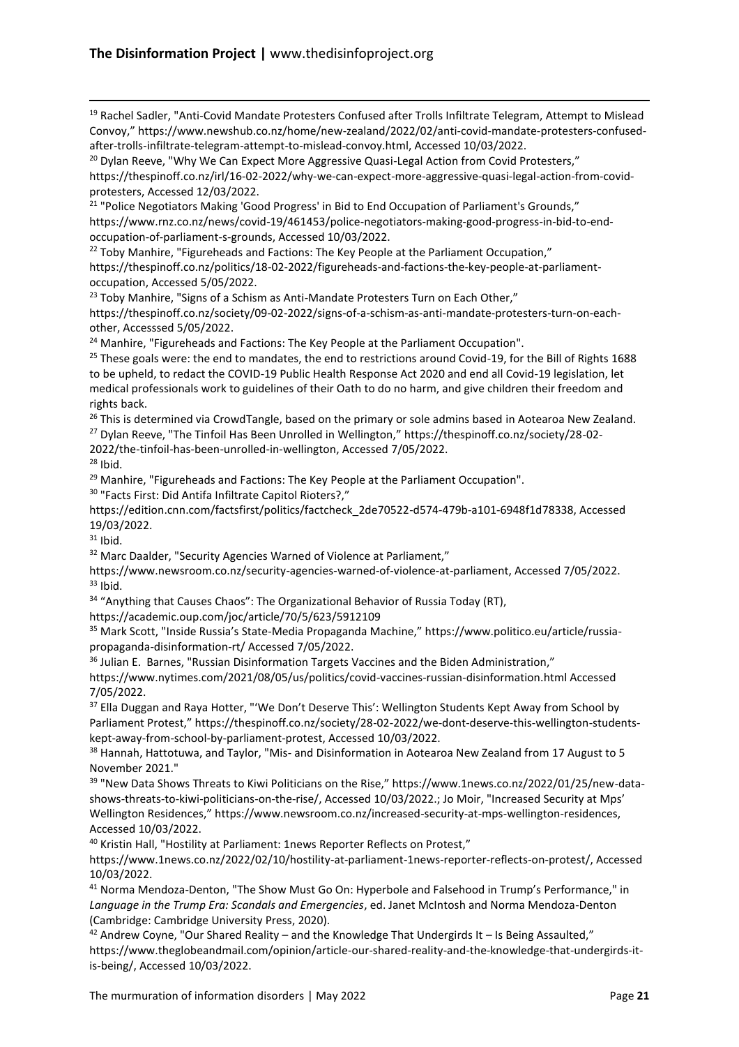[19] Rachel Sadler, "Anti-Covid Mandate Protesters Confused after Trolls Infiltrate Telegram, Attempt to Mislead Convoy," https://www.newshub.co.nz/home/new-zealand/2022/02/anti-covid-mandate-protesters-confused-after-trolls-infiltrate-telegram-attempt-to-mislead-convoy.html, Accessed 10/03/2022.

[20] Dylan Reeve, "Why We Can Expect More Aggressive Quasi-Legal Action from Covid Protesters," https://thespinoff.co.nz/irl/16-02-2022/why-we-can-expect-more-aggressive-quasi-legal-action-from-covid-protesters, Accessed 12/03/2022.

[21] "Police Negotiators Making 'Good Progress' in Bid to End Occupation of Parliament's Grounds," https://www.rnz.co.nz/news/covid-19/461453/police-negotiators-making-good-progress-in-bid-to-end-occupation-of-parliament-s-grounds, Accessed 10/03/2022.

[22] Toby Manhire, "Figureheads and Factions: The Key People at the Parliament Occupation," https://thespinoff.co.nz/politics/18-02-2022/figureheads-and-factions-the-key-people-at-parliament-occupation, Accessed 5/05/2022.

[23] Toby Manhire, "Signs of a Schism as Anti-Mandate Protesters Turn on Each Other," https://thespinoff.co.nz/society/09-02-2022/signs-of-a-schism-as-anti-mandate-protesters-turn-on-each-other, Accesssed 5/05/2022.

[24] Manhire, "Figureheads and Factions: The Key People at the Parliament Occupation".

[25] These goals were: the end to mandates, the end to restrictions around Covid-19, for the Bill of Rights 1688 to be upheld, to redact the COVID-19 Public Health Response Act 2020 and end all Covid-19 legislation, let medical professionals work to guidelines of their Oath to do no harm, and give children their freedom and rights back.

[26] This is determined via CrowdTangle, based on the primary or sole admins based in Aotearoa New Zealand.

[27] Dylan Reeve, "The Tinfoil Has Been Unrolled in Wellington," https://thespinoff.co.nz/society/28-02-2022/the-tinfoil-has-been-unrolled-in-wellington, Accessed 7/05/2022.

[28] Ibid.

[29] Manhire, "Figureheads and Factions: The Key People at the Parliament Occupation".

[30] "Facts First: Did Antifa Infiltrate Capitol Rioters?," https://edition.cnn.com/factsfirst/politics/factcheck_2de70522-d574-479b-a101-6948f1d78338, Accessed 19/03/2022.

[31] Ibid.

[32] Marc Daalder, "Security Agencies Warned of Violence at Parliament," https://www.newsroom.co.nz/security-agencies-warned-of-violence-at-parliament, Accessed 7/05/2022.

[33] Ibid.

[34] "Anything that Causes Chaos": The Organizational Behavior of Russia Today (RT), https://academic.oup.com/joc/article/70/5/623/5912109

[35] Mark Scott, "Inside Russia's State-Media Propaganda Machine," https://www.politico.eu/article/russia-propaganda-disinformation-rt/ Accessed 7/05/2022.

[36] Julian E. Barnes, "Russian Disinformation Targets Vaccines and the Biden Administration," https://www.nytimes.com/2021/08/05/us/politics/covid-vaccines-russian-disinformation.html Accessed 7/05/2022.

[37] Ella Duggan and Raya Hotter, "'We Don't Deserve This': Wellington Students Kept Away from School by Parliament Protest," https://thespinoff.co.nz/society/28-02-2022/we-dont-deserve-this-wellington-students-kept-away-from-school-by-parliament-protest, Accessed 10/03/2022.

[38] Hannah, Hattotuwa, and Taylor, "Mis- and Disinformation in Aotearoa New Zealand from 17 August to 5 November 2021."

[39] "New Data Shows Threats to Kiwi Politicians on the Rise," https://www.1news.co.nz/2022/01/25/new-data-shows-threats-to-kiwi-politicians-on-the-rise/, Accessed 10/03/2022.; Jo Moir, "Increased Security at Mps' Wellington Residences," https://www.newsroom.co.nz/increased-security-at-mps-wellington-residences, Accessed 10/03/2022.

[40] Kristin Hall, "Hostility at Parliament: 1news Reporter Reflects on Protest," https://www.1news.co.nz/2022/02/10/hostility-at-parliament-1news-reporter-reflects-on-protest/, Accessed 10/03/2022.

[41] Norma Mendoza-Denton, "The Show Must Go On: Hyperbole and Falsehood in Trump's Performance," in *Language in the Trump Era: Scandals and Emergencies*, ed. Janet McIntosh and Norma Mendoza-Denton (Cambridge: Cambridge University Press, 2020).

[42] Andrew Coyne, "Our Shared Reality – and the Knowledge That Undergirds It – Is Being Assaulted," https://www.theglobeandmail.com/opinion/article-our-shared-reality-and-the-knowledge-that-undergirds-it-is-being/, Accessed 10/03/2022.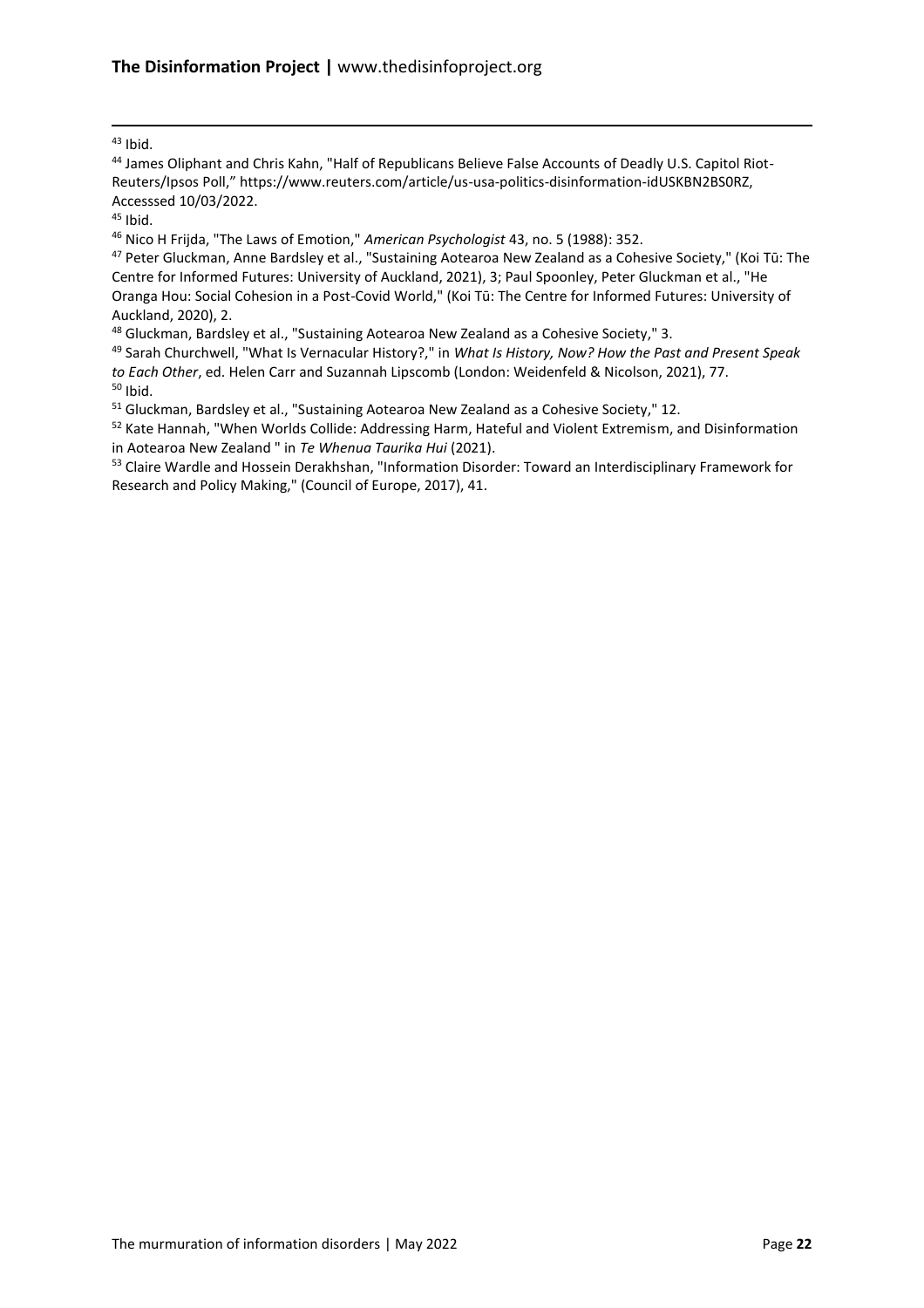[43] Ibid.

[44] James Oliphant and Chris Kahn, "Half of Republicans Believe False Accounts of Deadly U.S. Capitol Riot-Reuters/Ipsos Poll," https://www.reuters.com/article/us-usa-politics-disinformation-idUSKBN2BS0RZ, Accesssed 10/03/2022.

[45] Ibid.

[46] Nico H Frijda, "The Laws of Emotion," *American Psychologist* 43, no. 5 (1988): 352.

[47] Peter Gluckman, Anne Bardsley et al., "Sustaining Aotearoa New Zealand as a Cohesive Society," (Koi Tū: The Centre for Informed Futures: University of Auckland, 2021), 3; Paul Spoonley, Peter Gluckman et al., "He Oranga Hou: Social Cohesion in a Post-Covid World," (Koi Tū: The Centre for Informed Futures: University of Auckland, 2020), 2.

[48] Gluckman, Bardsley et al., "Sustaining Aotearoa New Zealand as a Cohesive Society," 3.

[49] Sarah Churchwell, "What Is Vernacular History?," in *What Is History, Now? How the Past and Present Speak to Each Other*, ed. Helen Carr and Suzannah Lipscomb (London: Weidenfeld & Nicolson, 2021), 77.

[50] Ibid.

[51] Gluckman, Bardsley et al., "Sustaining Aotearoa New Zealand as a Cohesive Society," 12.

[52] Kate Hannah, "When Worlds Collide: Addressing Harm, Hateful and Violent Extremism, and Disinformation in Aotearoa New Zealand " in *Te Whenua Taurika Hui* (2021).

[53] Claire Wardle and Hossein Derakhshan, "Information Disorder: Toward an Interdisciplinary Framework for Research and Policy Making," (Council of Europe, 2017), 41.